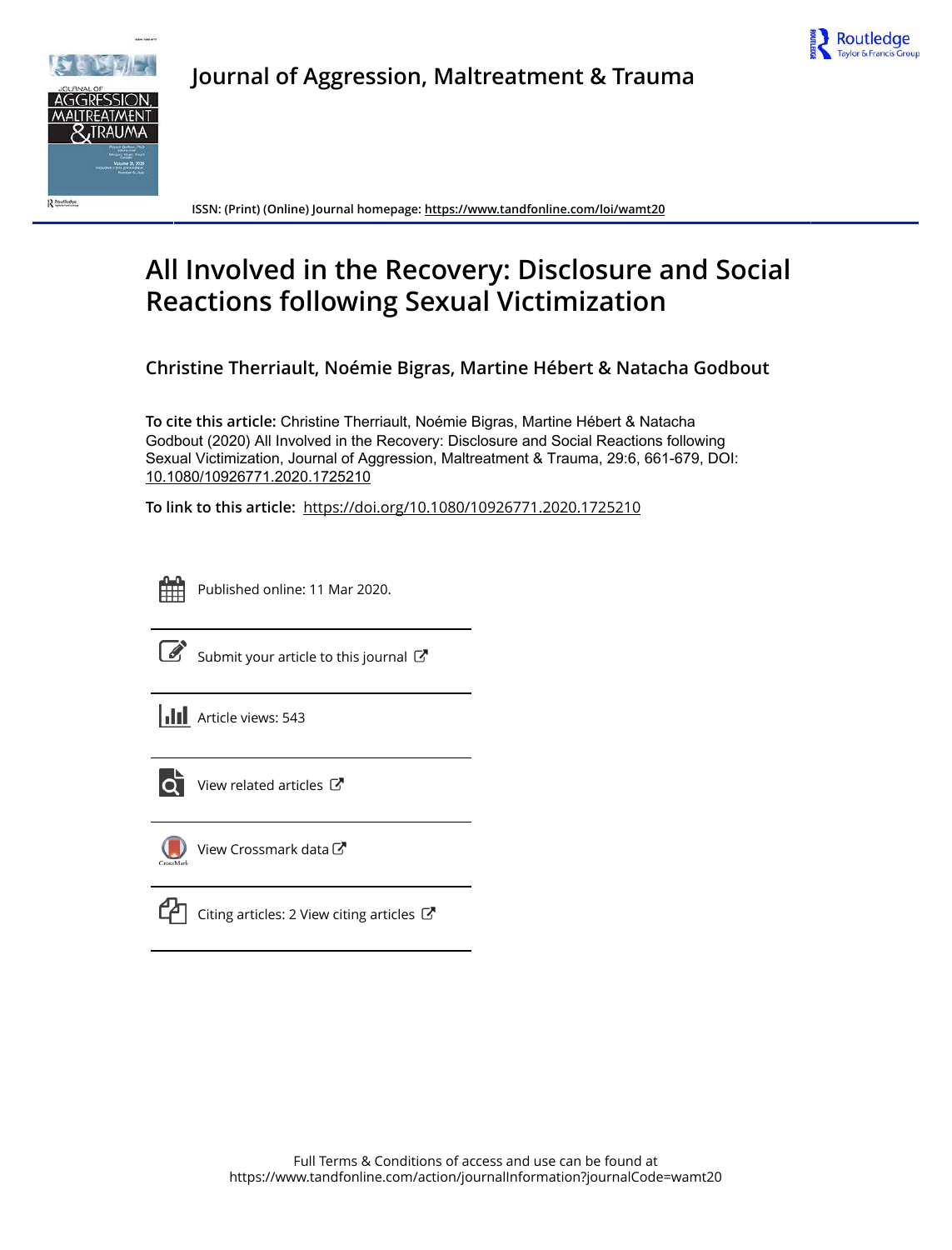# Journal of Aggression, Maltreatment & Trauma

ISSN: (Print) (Online) Journal homepage: https://www.tandfonline.com/loi/wamt20

# All Involved in the Recovery: Disclosure and Social Reactions following Sexual Victimization

**Christine Therriault, Noémie Bigras, Martine Hébert & Natacha Godbout**

**To cite this article:** Christine Therriault, Noémie Bigras, Martine Hébert & Natacha Godbout (2020) All Involved in the Recovery: Disclosure and Social Reactions following Sexual Victimization, Journal of Aggression, Maltreatment & Trauma, 29:6, 661-679, DOI: 10.1080/10926771.2020.1725210

**To link to this article:** https://doi.org/10.1080/10926771.2020.1725210

Published online: 11 Mar 2020.

Submit your article to this journal

Article views: 543

View related articles

View Crossmark data

Citing articles: 2 View citing articles

Full Terms & Conditions of access and use can be found at
https://www.tandfonline.com/action/journalInformation?journalCode=wamt20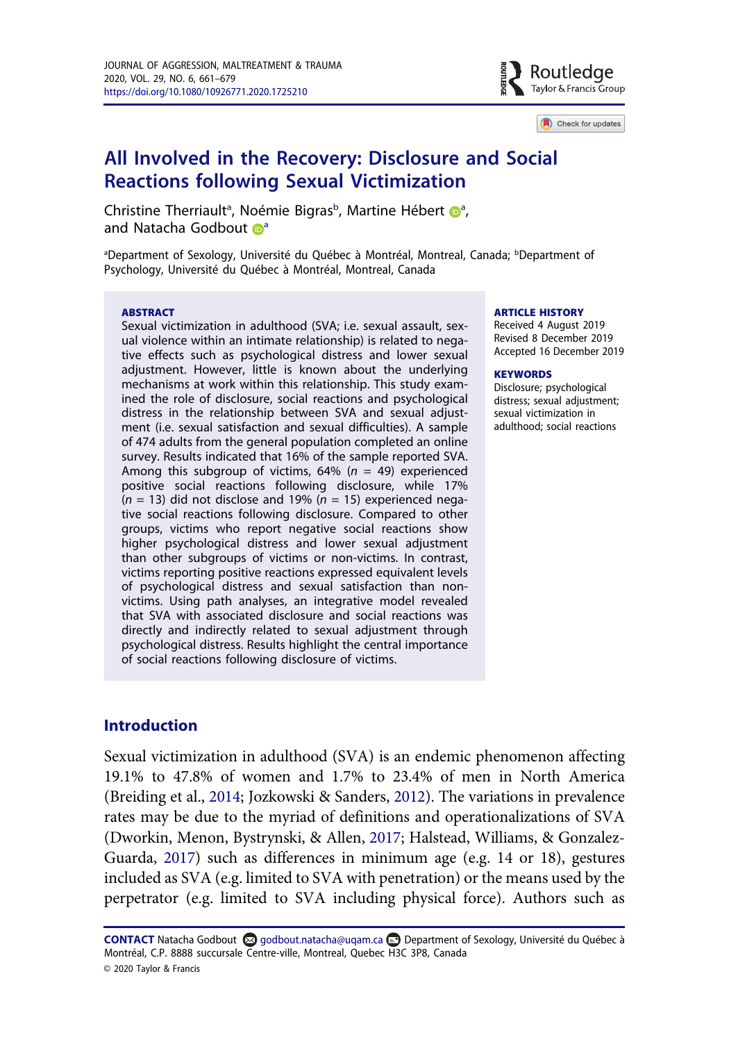# All Involved in the Recovery: Disclosure and Social Reactions following Sexual Victimization

Christine Therriault[a], Noémie Bigras[b], Martine Hébert[a], and Natacha Godbout[a]

[a]Department of Sexology, Université du Québec à Montréal, Montreal, Canada; [b]Department of Psychology, Université du Québec à Montréal, Montreal, Canada

## ABSTRACT

Sexual victimization in adulthood (SVA; i.e. sexual assault, sexual violence within an intimate relationship) is related to negative effects such as psychological distress and lower sexual adjustment. However, little is known about the underlying mechanisms at work within this relationship. This study examined the role of disclosure, social reactions and psychological distress in the relationship between SVA and sexual adjustment (i.e. sexual satisfaction and sexual difficulties). A sample of 474 adults from the general population completed an online survey. Results indicated that 16% of the sample reported SVA. Among this subgroup of victims, 64% ($n$ = 49) experienced positive social reactions following disclosure, while 17% ($n$ = 13) did not disclose and 19% ($n$ = 15) experienced negative social reactions following disclosure. Compared to other groups, victims who report negative social reactions show higher psychological distress and lower sexual adjustment than other subgroups of victims or non-victims. In contrast, victims reporting positive reactions expressed equivalent levels of psychological distress and sexual satisfaction than non-victims. Using path analyses, an integrative model revealed that SVA with associated disclosure and social reactions was directly and indirectly related to sexual adjustment through psychological distress. Results highlight the central importance of social reactions following disclosure of victims.

## ARTICLE HISTORY

Received 4 August 2019
Revised 8 December 2019
Accepted 16 December 2019

## KEYWORDS

Disclosure; psychological distress; sexual adjustment; sexual victimization in adulthood; social reactions

## Introduction

Sexual victimization in adulthood (SVA) is an endemic phenomenon affecting 19.1% to 47.8% of women and 1.7% to 23.4% of men in North America (Breiding et al., 2014; Jozkowski & Sanders, 2012). The variations in prevalence rates may be due to the myriad of definitions and operationalizations of SVA (Dworkin, Menon, Bystrynski, & Allen, 2017; Halstead, Williams, & Gonzalez-Guarda, 2017) such as differences in minimum age (e.g. 14 or 18), gestures included as SVA (e.g. limited to SVA with penetration) or the means used by the perpetrator (e.g. limited to SVA including physical force). Authors such as

**CONTACT** Natacha Godbout godbout.natacha@uqam.ca Department of Sexology, Université du Québec à Montréal, C.P. 8888 succursale Centre-ville, Montreal, Quebec H3C 3P8, Canada

© 2020 Taylor & Francis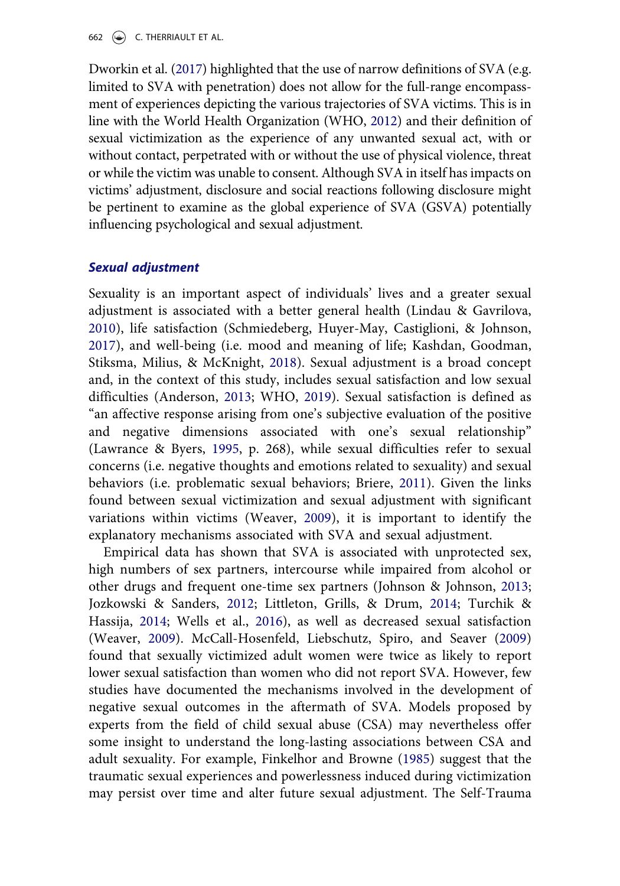Dworkin et al. (2017) highlighted that the use of narrow definitions of SVA (e.g. limited to SVA with penetration) does not allow for the full-range encompassment of experiences depicting the various trajectories of SVA victims. This is in line with the World Health Organization (WHO, 2012) and their definition of sexual victimization as the experience of any unwanted sexual act, with or without contact, perpetrated with or without the use of physical violence, threat or while the victim was unable to consent. Although SVA in itself has impacts on victims' adjustment, disclosure and social reactions following disclosure might be pertinent to examine as the global experience of SVA (GSVA) potentially influencing psychological and sexual adjustment.

### *Sexual adjustment*

Sexuality is an important aspect of individuals' lives and a greater sexual adjustment is associated with a better general health (Lindau & Gavrilova, 2010), life satisfaction (Schmiedeberg, Huyer-May, Castiglioni, & Johnson, 2017), and well-being (i.e. mood and meaning of life; Kashdan, Goodman, Stiksma, Milius, & McKnight, 2018). Sexual adjustment is a broad concept and, in the context of this study, includes sexual satisfaction and low sexual difficulties (Anderson, 2013; WHO, 2019). Sexual satisfaction is defined as "an affective response arising from one's subjective evaluation of the positive and negative dimensions associated with one's sexual relationship" (Lawrance & Byers, 1995, p. 268), while sexual difficulties refer to sexual concerns (i.e. negative thoughts and emotions related to sexuality) and sexual behaviors (i.e. problematic sexual behaviors; Briere, 2011). Given the links found between sexual victimization and sexual adjustment with significant variations within victims (Weaver, 2009), it is important to identify the explanatory mechanisms associated with SVA and sexual adjustment.

Empirical data has shown that SVA is associated with unprotected sex, high numbers of sex partners, intercourse while impaired from alcohol or other drugs and frequent one-time sex partners (Johnson & Johnson, 2013; Jozkowski & Sanders, 2012; Littleton, Grills, & Drum, 2014; Turchik & Hassija, 2014; Wells et al., 2016), as well as decreased sexual satisfaction (Weaver, 2009). McCall-Hosenfeld, Liebschutz, Spiro, and Seaver (2009) found that sexually victimized adult women were twice as likely to report lower sexual satisfaction than women who did not report SVA. However, few studies have documented the mechanisms involved in the development of negative sexual outcomes in the aftermath of SVA. Models proposed by experts from the field of child sexual abuse (CSA) may nevertheless offer some insight to understand the long-lasting associations between CSA and adult sexuality. For example, Finkelhor and Browne (1985) suggest that the traumatic sexual experiences and powerlessness induced during victimization may persist over time and alter future sexual adjustment. The Self-Trauma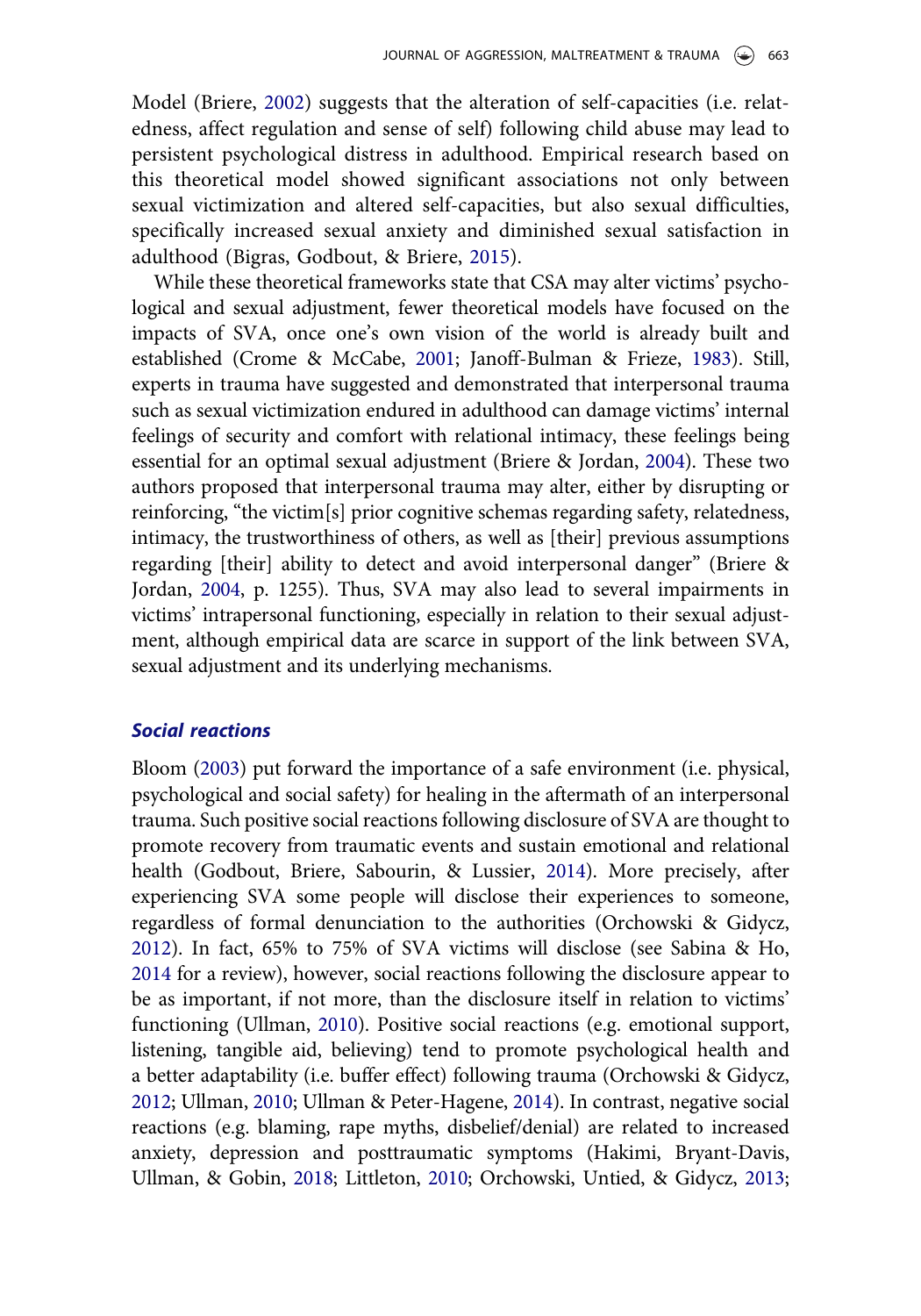Model (Briere, 2002) suggests that the alteration of self-capacities (i.e. relatedness, affect regulation and sense of self) following child abuse may lead to persistent psychological distress in adulthood. Empirical research based on this theoretical model showed significant associations not only between sexual victimization and altered self-capacities, but also sexual difficulties, specifically increased sexual anxiety and diminished sexual satisfaction in adulthood (Bigras, Godbout, & Briere, 2015).

While these theoretical frameworks state that CSA may alter victims' psychological and sexual adjustment, fewer theoretical models have focused on the impacts of SVA, once one's own vision of the world is already built and established (Crome & McCabe, 2001; Janoff-Bulman & Frieze, 1983). Still, experts in trauma have suggested and demonstrated that interpersonal trauma such as sexual victimization endured in adulthood can damage victims' internal feelings of security and comfort with relational intimacy, these feelings being essential for an optimal sexual adjustment (Briere & Jordan, 2004). These two authors proposed that interpersonal trauma may alter, either by disrupting or reinforcing, "the victim[s] prior cognitive schemas regarding safety, relatedness, intimacy, the trustworthiness of others, as well as [their] previous assumptions regarding [their] ability to detect and avoid interpersonal danger" (Briere & Jordan, 2004, p. 1255). Thus, SVA may also lead to several impairments in victims' intrapersonal functioning, especially in relation to their sexual adjustment, although empirical data are scarce in support of the link between SVA, sexual adjustment and its underlying mechanisms.

### *Social reactions*

Bloom (2003) put forward the importance of a safe environment (i.e. physical, psychological and social safety) for healing in the aftermath of an interpersonal trauma. Such positive social reactions following disclosure of SVA are thought to promote recovery from traumatic events and sustain emotional and relational health (Godbout, Briere, Sabourin, & Lussier, 2014). More precisely, after experiencing SVA some people will disclose their experiences to someone, regardless of formal denunciation to the authorities (Orchowski & Gidycz, 2012). In fact, 65% to 75% of SVA victims will disclose (see Sabina & Ho, 2014 for a review), however, social reactions following the disclosure appear to be as important, if not more, than the disclosure itself in relation to victims' functioning (Ullman, 2010). Positive social reactions (e.g. emotional support, listening, tangible aid, believing) tend to promote psychological health and a better adaptability (i.e. buffer effect) following trauma (Orchowski & Gidycz, 2012; Ullman, 2010; Ullman & Peter-Hagene, 2014). In contrast, negative social reactions (e.g. blaming, rape myths, disbelief/denial) are related to increased anxiety, depression and posttraumatic symptoms (Hakimi, Bryant-Davis, Ullman, & Gobin, 2018; Littleton, 2010; Orchowski, Untied, & Gidycz, 2013;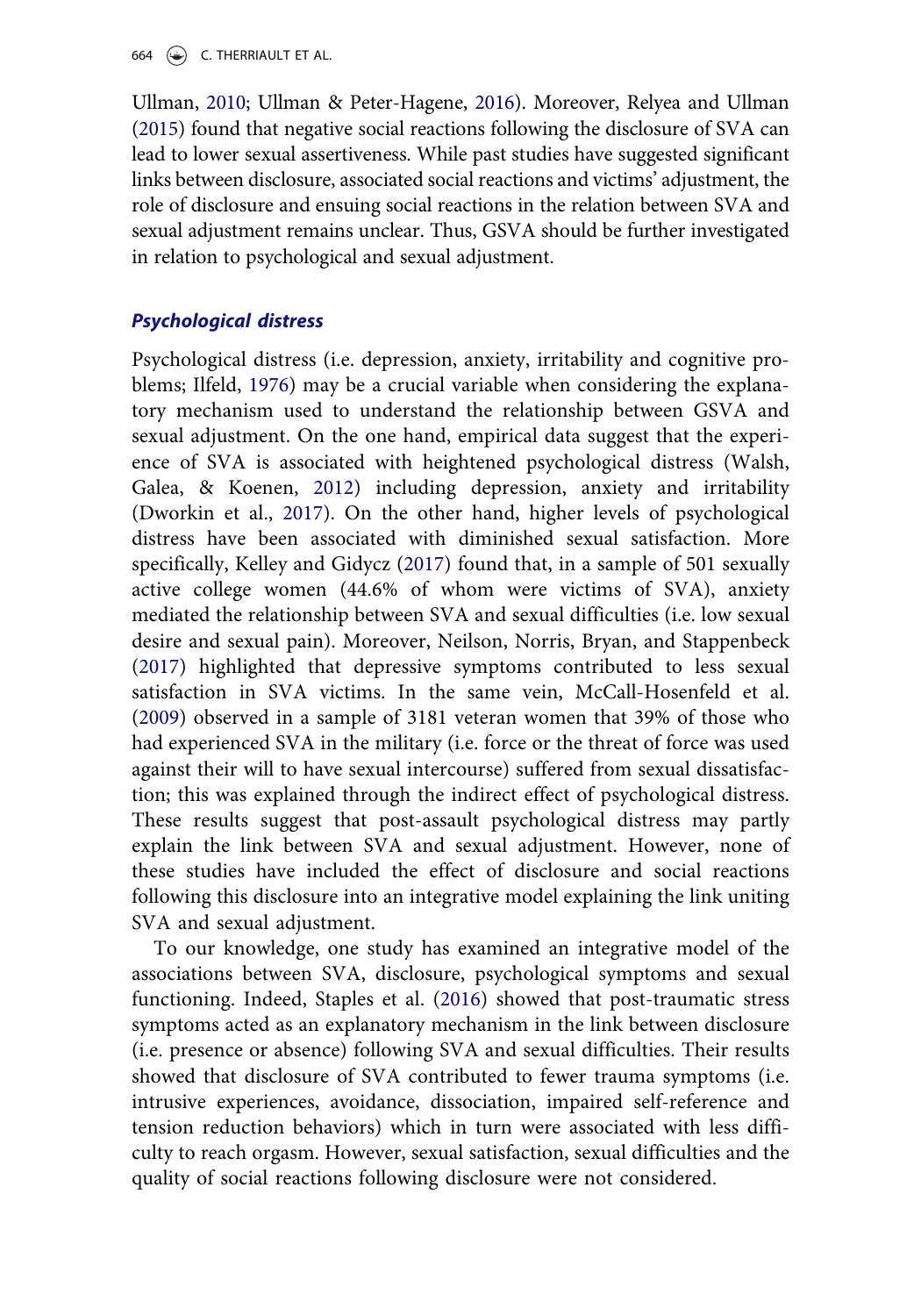Ullman, 2010; Ullman & Peter-Hagene, 2016). Moreover, Relyea and Ullman (2015) found that negative social reactions following the disclosure of SVA can lead to lower sexual assertiveness. While past studies have suggested significant links between disclosure, associated social reactions and victims' adjustment, the role of disclosure and ensuing social reactions in the relation between SVA and sexual adjustment remains unclear. Thus, GSVA should be further investigated in relation to psychological and sexual adjustment.

### *Psychological distress*

Psychological distress (i.e. depression, anxiety, irritability and cognitive problems; Ilfeld, 1976) may be a crucial variable when considering the explanatory mechanism used to understand the relationship between GSVA and sexual adjustment. On the one hand, empirical data suggest that the experience of SVA is associated with heightened psychological distress (Walsh, Galea, & Koenen, 2012) including depression, anxiety and irritability (Dworkin et al., 2017). On the other hand, higher levels of psychological distress have been associated with diminished sexual satisfaction. More specifically, Kelley and Gidycz (2017) found that, in a sample of 501 sexually active college women (44.6% of whom were victims of SVA), anxiety mediated the relationship between SVA and sexual difficulties (i.e. low sexual desire and sexual pain). Moreover, Neilson, Norris, Bryan, and Stappenbeck (2017) highlighted that depressive symptoms contributed to less sexual satisfaction in SVA victims. In the same vein, McCall-Hosenfeld et al. (2009) observed in a sample of 3181 veteran women that 39% of those who had experienced SVA in the military (i.e. force or the threat of force was used against their will to have sexual intercourse) suffered from sexual dissatisfaction; this was explained through the indirect effect of psychological distress. These results suggest that post-assault psychological distress may partly explain the link between SVA and sexual adjustment. However, none of these studies have included the effect of disclosure and social reactions following this disclosure into an integrative model explaining the link uniting SVA and sexual adjustment.

To our knowledge, one study has examined an integrative model of the associations between SVA, disclosure, psychological symptoms and sexual functioning. Indeed, Staples et al. (2016) showed that post-traumatic stress symptoms acted as an explanatory mechanism in the link between disclosure (i.e. presence or absence) following SVA and sexual difficulties. Their results showed that disclosure of SVA contributed to fewer trauma symptoms (i.e. intrusive experiences, avoidance, dissociation, impaired self-reference and tension reduction behaviors) which in turn were associated with less difficulty to reach orgasm. However, sexual satisfaction, sexual difficulties and the quality of social reactions following disclosure were not considered.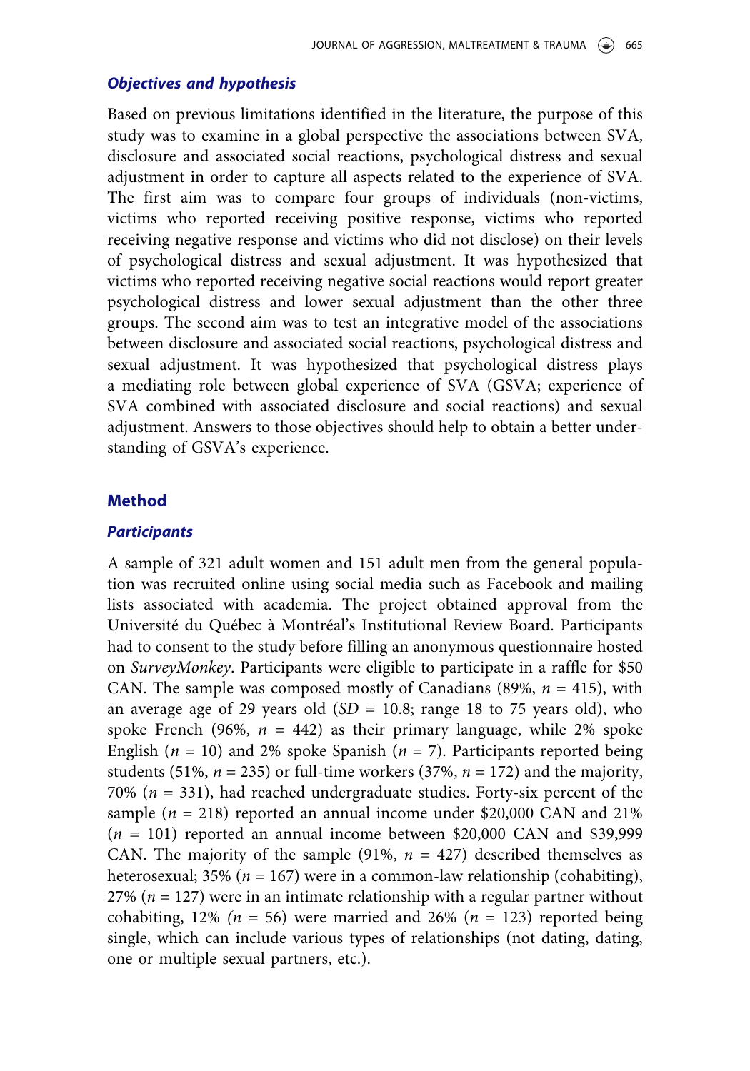### *Objectives and hypothesis*

Based on previous limitations identified in the literature, the purpose of this study was to examine in a global perspective the associations between SVA, disclosure and associated social reactions, psychological distress and sexual adjustment in order to capture all aspects related to the experience of SVA. The first aim was to compare four groups of individuals (non-victims, victims who reported receiving positive response, victims who reported receiving negative response and victims who did not disclose) on their levels of psychological distress and sexual adjustment. It was hypothesized that victims who reported receiving negative social reactions would report greater psychological distress and lower sexual adjustment than the other three groups. The second aim was to test an integrative model of the associations between disclosure and associated social reactions, psychological distress and sexual adjustment. It was hypothesized that psychological distress plays a mediating role between global experience of SVA (GSVA; experience of SVA combined with associated disclosure and social reactions) and sexual adjustment. Answers to those objectives should help to obtain a better understanding of GSVA's experience.

## Method

### *Participants*

A sample of 321 adult women and 151 adult men from the general population was recruited online using social media such as Facebook and mailing lists associated with academia. The project obtained approval from the Université du Québec à Montréal's Institutional Review Board. Participants had to consent to the study before filling an anonymous questionnaire hosted on *SurveyMonkey*. Participants were eligible to participate in a raffle for $50 CAN. The sample was composed mostly of Canadians (89%, *n* = 415), with an average age of 29 years old (*SD* = 10.8; range 18 to 75 years old), who spoke French (96%, *n* = 442) as their primary language, while 2% spoke English (*n* = 10) and 2% spoke Spanish (*n* = 7). Participants reported being students (51%, *n* = 235) or full-time workers (37%, *n* = 172) and the majority, 70% (*n* = 331), had reached undergraduate studies. Forty-six percent of the sample (*n* = 218) reported an annual income under $20,000 CAN and 21% (*n* = 101) reported an annual income between $20,000 CAN and $39,999 CAN. The majority of the sample (91%, *n* = 427) described themselves as heterosexual; 35% (*n* = 167) were in a common-law relationship (cohabiting), 27% (*n* = 127) were in an intimate relationship with a regular partner without cohabiting, 12% (*n* = 56) were married and 26% (*n* = 123) reported being single, which can include various types of relationships (not dating, dating, one or multiple sexual partners, etc.).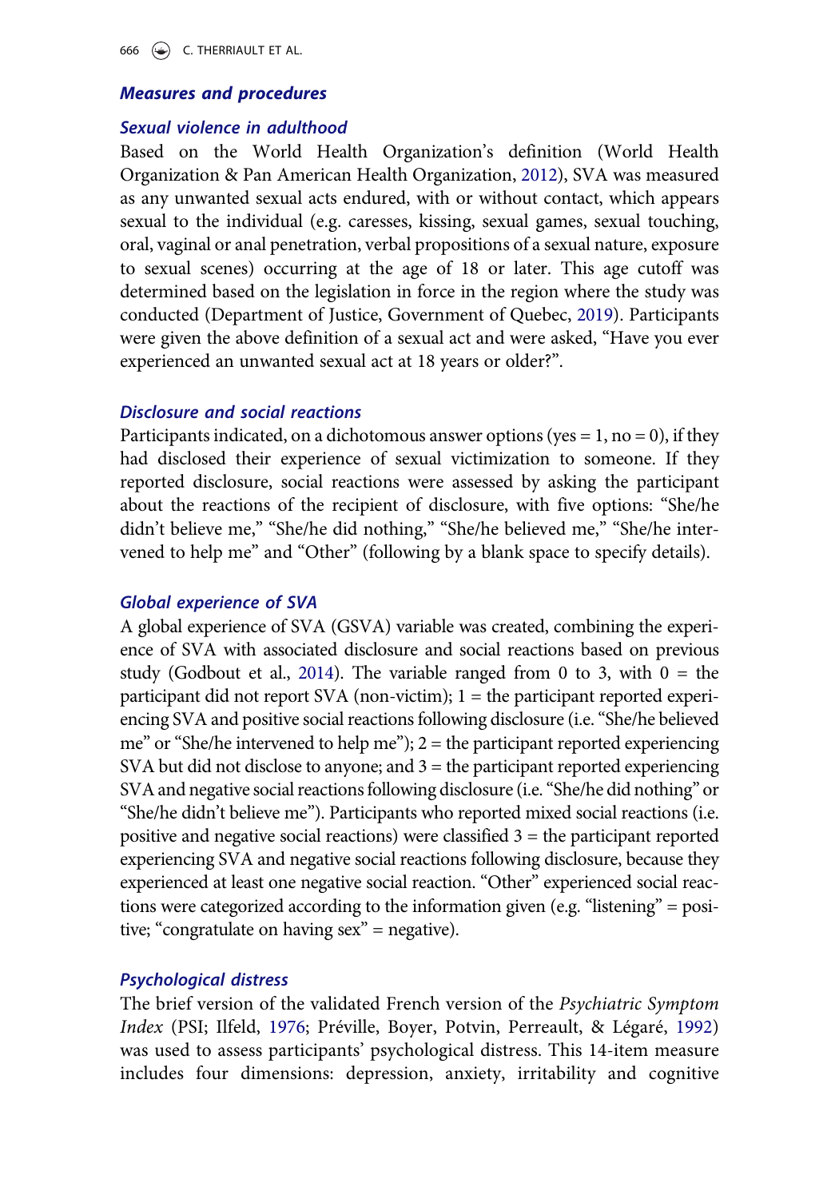### Measures and procedures

#### Sexual violence in adulthood

Based on the World Health Organization's definition (World Health Organization & Pan American Health Organization, 2012), SVA was measured as any unwanted sexual acts endured, with or without contact, which appears sexual to the individual (e.g. caresses, kissing, sexual games, sexual touching, oral, vaginal or anal penetration, verbal propositions of a sexual nature, exposure to sexual scenes) occurring at the age of 18 or later. This age cutoff was determined based on the legislation in force in the region where the study was conducted (Department of Justice, Government of Quebec, 2019). Participants were given the above definition of a sexual act and were asked, "Have you ever experienced an unwanted sexual act at 18 years or older?".

#### Disclosure and social reactions

Participants indicated, on a dichotomous answer options (yes = 1, no = 0), if they had disclosed their experience of sexual victimization to someone. If they reported disclosure, social reactions were assessed by asking the participant about the reactions of the recipient of disclosure, with five options: "She/he didn't believe me," "She/he did nothing," "She/he believed me," "She/he intervened to help me" and "Other" (following by a blank space to specify details).

#### Global experience of SVA

A global experience of SVA (GSVA) variable was created, combining the experience of SVA with associated disclosure and social reactions based on previous study (Godbout et al., 2014). The variable ranged from 0 to 3, with 0 = the participant did not report SVA (non-victim); 1 = the participant reported experiencing SVA and positive social reactions following disclosure (i.e. "She/he believed me" or "She/he intervened to help me"); 2 = the participant reported experiencing SVA but did not disclose to anyone; and 3 = the participant reported experiencing SVA and negative social reactions following disclosure (i.e. "She/he did nothing" or "She/he didn't believe me"). Participants who reported mixed social reactions (i.e. positive and negative social reactions) were classified 3 = the participant reported experiencing SVA and negative social reactions following disclosure, because they experienced at least one negative social reaction. "Other" experienced social reactions were categorized according to the information given (e.g. "listening" = positive; "congratulate on having sex" = negative).

#### Psychological distress

The brief version of the validated French version of the *Psychiatric Symptom Index* (PSI; Ilfeld, 1976; Préville, Boyer, Potvin, Perreault, & Légaré, 1992) was used to assess participants' psychological distress. This 14-item measure includes four dimensions: depression, anxiety, irritability and cognitive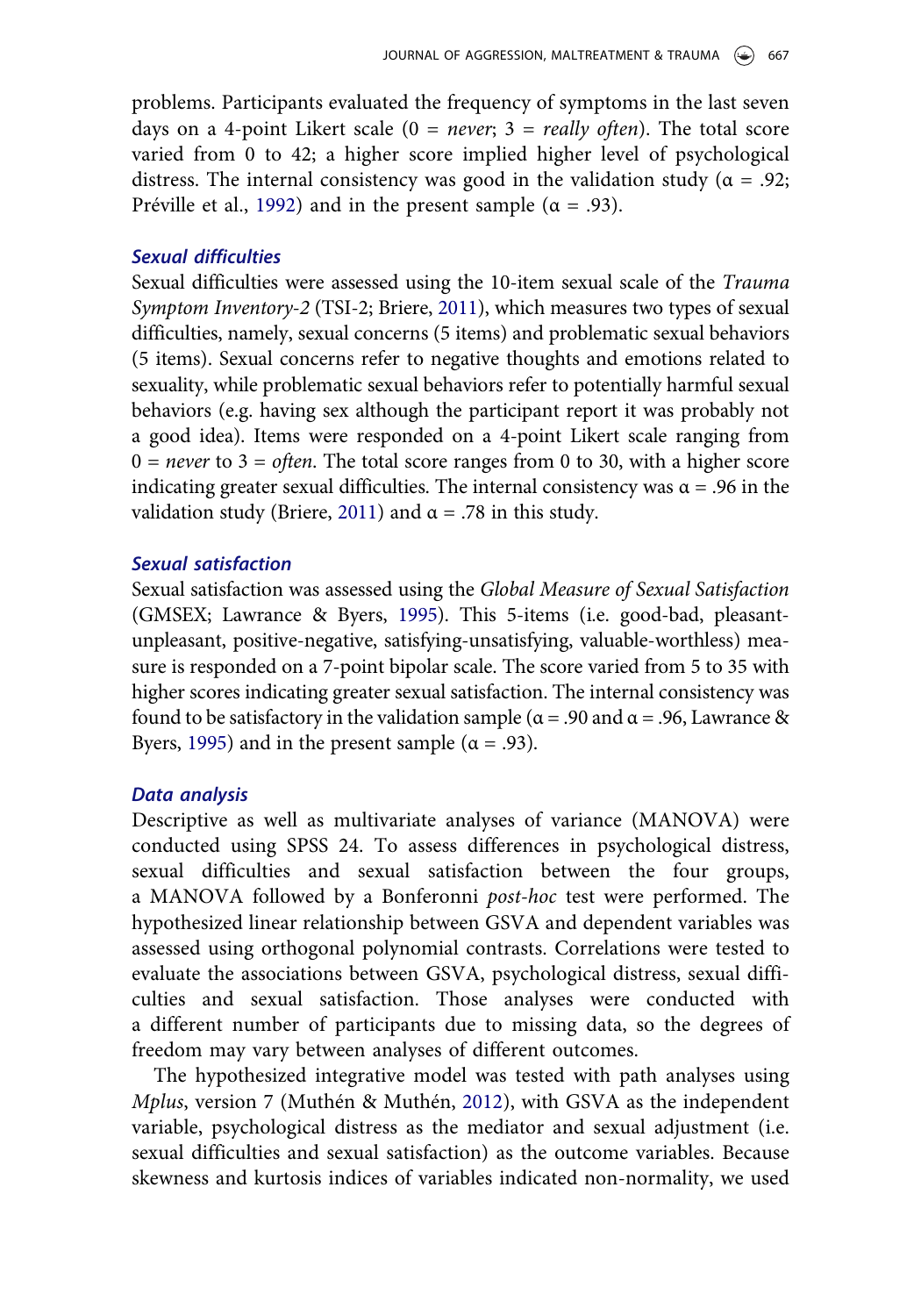problems. Participants evaluated the frequency of symptoms in the last seven days on a 4-point Likert scale (0 = *never*; 3 = *really often*). The total score varied from 0 to 42; a higher score implied higher level of psychological distress. The internal consistency was good in the validation study (α = .92; Préville et al., 1992) and in the present sample (α = .93).

### Sexual difficulties

Sexual difficulties were assessed using the 10-item sexual scale of the *Trauma Symptom Inventory-2* (TSI-2; Briere, 2011), which measures two types of sexual difficulties, namely, sexual concerns (5 items) and problematic sexual behaviors (5 items). Sexual concerns refer to negative thoughts and emotions related to sexuality, while problematic sexual behaviors refer to potentially harmful sexual behaviors (e.g. having sex although the participant report it was probably not a good idea). Items were responded on a 4-point Likert scale ranging from 0 = *never* to 3 = *often*. The total score ranges from 0 to 30, with a higher score indicating greater sexual difficulties. The internal consistency was α = .96 in the validation study (Briere, 2011) and α = .78 in this study.

### Sexual satisfaction

Sexual satisfaction was assessed using the *Global Measure of Sexual Satisfaction* (GMSEX; Lawrance & Byers, 1995). This 5-items (i.e. good-bad, pleasant-unpleasant, positive-negative, satisfying-unsatisfying, valuable-worthless) measure is responded on a 7-point bipolar scale. The score varied from 5 to 35 with higher scores indicating greater sexual satisfaction. The internal consistency was found to be satisfactory in the validation sample (α = .90 and α = .96, Lawrance & Byers, 1995) and in the present sample (α = .93).

### Data analysis

Descriptive as well as multivariate analyses of variance (MANOVA) were conducted using SPSS 24. To assess differences in psychological distress, sexual difficulties and sexual satisfaction between the four groups, a MANOVA followed by a Bonferonni *post-hoc* test were performed. The hypothesized linear relationship between GSVA and dependent variables was assessed using orthogonal polynomial contrasts. Correlations were tested to evaluate the associations between GSVA, psychological distress, sexual difficulties and sexual satisfaction. Those analyses were conducted with a different number of participants due to missing data, so the degrees of freedom may vary between analyses of different outcomes.

The hypothesized integrative model was tested with path analyses using *Mplus*, version 7 (Muthén & Muthén, 2012), with GSVA as the independent variable, psychological distress as the mediator and sexual adjustment (i.e. sexual difficulties and sexual satisfaction) as the outcome variables. Because skewness and kurtosis indices of variables indicated non-normality, we used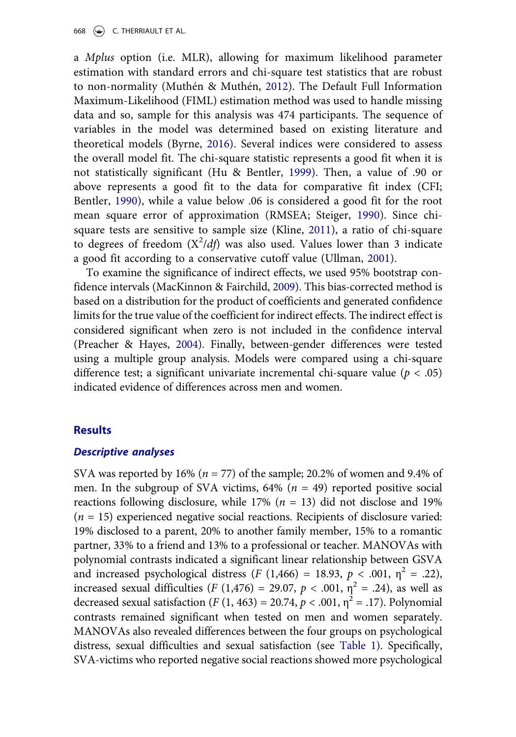a *Mplus* option (i.e. MLR), allowing for maximum likelihood parameter estimation with standard errors and chi-square test statistics that are robust to non-normality (Muthén & Muthén, 2012). The Default Full Information Maximum-Likelihood (FIML) estimation method was used to handle missing data and so, sample for this analysis was 474 participants. The sequence of variables in the model was determined based on existing literature and theoretical models (Byrne, 2016). Several indices were considered to assess the overall model fit. The chi-square statistic represents a good fit when it is not statistically significant (Hu & Bentler, 1999). Then, a value of .90 or above represents a good fit to the data for comparative fit index (CFI; Bentler, 1990), while a value below .06 is considered a good fit for the root mean square error of approximation (RMSEA; Steiger, 1990). Since chi-square tests are sensitive to sample size (Kline, 2011), a ratio of chi-square to degrees of freedom ($X^2/df$) was also used. Values lower than 3 indicate a good fit according to a conservative cutoff value (Ullman, 2001).

To examine the significance of indirect effects, we used 95% bootstrap confidence intervals (MacKinnon & Fairchild, 2009). This bias-corrected method is based on a distribution for the product of coefficients and generated confidence limits for the true value of the coefficient for indirect effects. The indirect effect is considered significant when zero is not included in the confidence interval (Preacher & Hayes, 2004). Finally, between-gender differences were tested using a multiple group analysis. Models were compared using a chi-square difference test; a significant univariate incremental chi-square value ($p < .05$) indicated evidence of differences across men and women.

## Results

### Descriptive analyses

SVA was reported by 16% ($n = 77$) of the sample; 20.2% of women and 9.4% of men. In the subgroup of SVA victims, 64% ($n = 49$) reported positive social reactions following disclosure, while 17% ($n = 13$) did not disclose and 19% ($n = 15$) experienced negative social reactions. Recipients of disclosure varied: 19% disclosed to a parent, 20% to another family member, 15% to a romantic partner, 33% to a friend and 13% to a professional or teacher. MANOVAs with polynomial contrasts indicated a significant linear relationship between GSVA and increased psychological distress ($F$ (1,466) = 18.93, $p < .001$, $\eta^2 = .22$), increased sexual difficulties ($F$ (1,476) = 29.07, $p < .001$, $\eta^2 = .24$), as well as decreased sexual satisfaction ($F$ (1, 463) = 20.74, $p < .001$, $\eta^2 = .17$). Polynomial contrasts remained significant when tested on men and women separately. MANOVAs also revealed differences between the four groups on psychological distress, sexual difficulties and sexual satisfaction (see Table 1). Specifically, SVA-victims who reported negative social reactions showed more psychological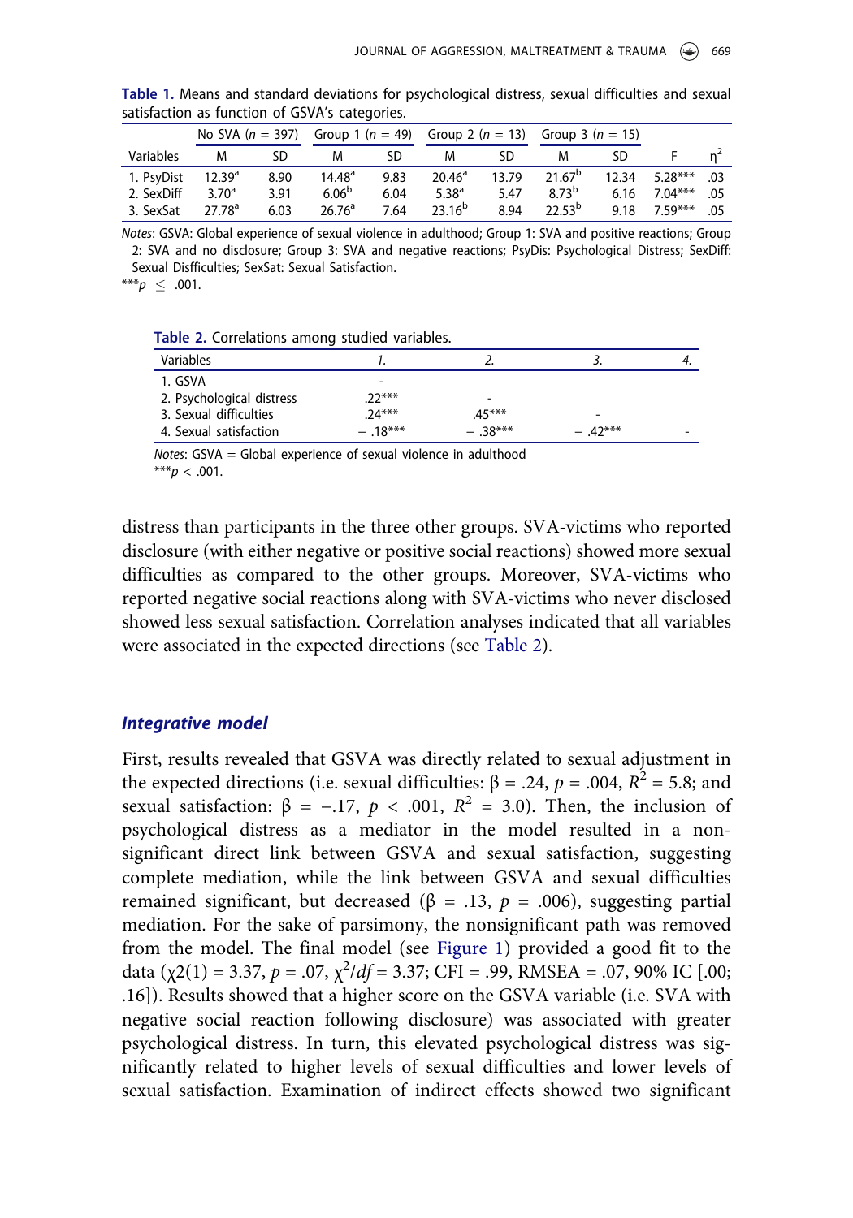**Table 1.** Means and standard deviations for psychological distress, sexual difficulties and sexual satisfaction as function of GSVA's categories.

| | No SVA ($n$ = 397) | | Group 1 ($n$ = 49) | | Group 2 ($n$ = 13) | | Group 3 ($n$ = 15) | | | |
|---|---|---|---|---|---|---|---|---|---|---|
| Variables | M | SD | M | SD | M | SD | M | SD | F | $\eta^2$ |
| 1. PsyDist | $12.39^a$ | 8.90 | $14.48^a$ | 9.83 | $20.46^a$ | 13.79 | $21.67^b$ | 12.34 | 5.28*** | .03 |
| 2. SexDiff | $3.70^a$ | 3.91 | $6.06^b$ | 6.04 | $5.38^a$ | 5.47 | $8.73^b$ | 6.16 | 7.04*** | .05 |
| 3. SexSat | $27.78^a$ | 6.03 | $26.76^a$ | 7.64 | $23.16^b$ | 8.94 | $22.53^b$ | 9.18 | 7.59*** | .05 |

*Notes*: GSVA: Global experience of sexual violence in adulthood; Group 1: SVA and positive reactions; Group 2: SVA and no disclosure; Group 3: SVA and negative reactions; PsyDis: Psychological Distress; SexDiff: Sexual Disfficulties; SexSat: Sexual Satisfaction.
***$p \leq .001$.

**Table 2.** Correlations among studied variables.

| Variables | *1.* | *2.* | *3.* | *4.* |
|---|---|---|---|---|
| 1. GSVA | - | | | |
| 2. Psychological distress | .22*** | - | | |
| 3. Sexual difficulties | .24*** | .45*** | - | |
| 4. Sexual satisfaction | − .18*** | − .38*** | − .42*** | - |

*Notes*: GSVA = Global experience of sexual violence in adulthood
***$p < .001$.

distress than participants in the three other groups. SVA-victims who reported disclosure (with either negative or positive social reactions) showed more sexual difficulties as compared to the other groups. Moreover, SVA-victims who reported negative social reactions along with SVA-victims who never disclosed showed less sexual satisfaction. Correlation analyses indicated that all variables were associated in the expected directions (see Table 2).

### *Integrative model*

First, results revealed that GSVA was directly related to sexual adjustment in the expected directions (i.e. sexual difficulties: $\beta = .24$, $p = .004$, $R^2 = 5.8$; and sexual satisfaction: $\beta = -.17$, $p < .001$, $R^2 = 3.0$). Then, the inclusion of psychological distress as a mediator in the model resulted in a non-significant direct link between GSVA and sexual satisfaction, suggesting complete mediation, while the link between GSVA and sexual difficulties remained significant, but decreased ($\beta = .13$, $p = .006$), suggesting partial mediation. For the sake of parsimony, the nonsignificant path was removed from the model. The final model (see Figure 1) provided a good fit to the data ($\chi2(1) = 3.37$, $p = .07$, $\chi^2/df = 3.37$; CFI = .99, RMSEA = .07, 90% IC [.00; .16]). Results showed that a higher score on the GSVA variable (i.e. SVA with negative social reaction following disclosure) was associated with greater psychological distress. In turn, this elevated psychological distress was significantly related to higher levels of sexual difficulties and lower levels of sexual satisfaction. Examination of indirect effects showed two significant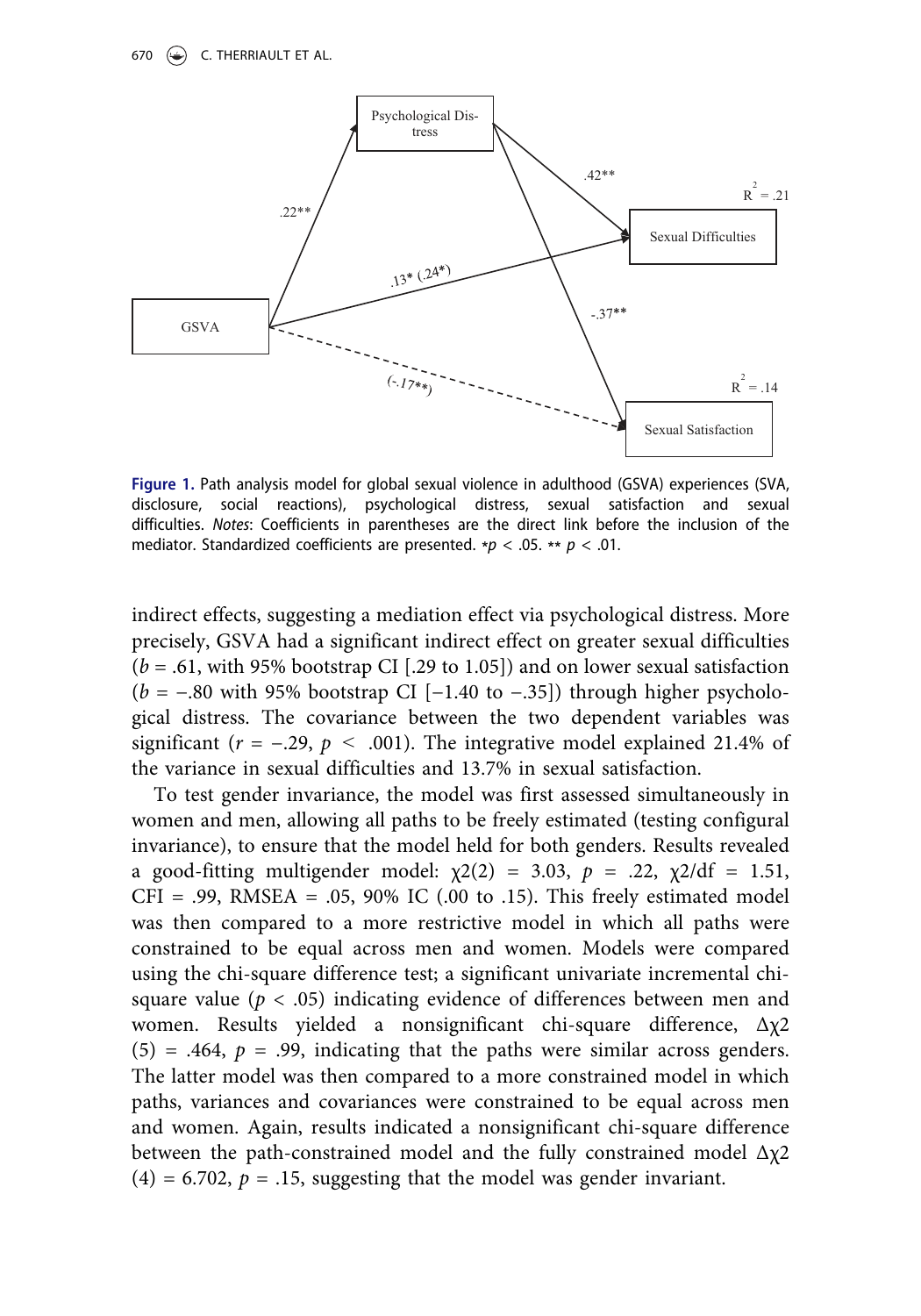**Figure 1.** Path analysis model for global sexual violence in adulthood (GSVA) experiences (SVA, disclosure, social reactions), psychological distress, sexual satisfaction and sexual difficulties. *Notes*: Coefficients in parentheses are the direct link before the inclusion of the mediator. Standardized coefficients are presented. *$p < .05$. ** $p < .01$.

indirect effects, suggesting a mediation effect via psychological distress. More precisely, GSVA had a significant indirect effect on greater sexual difficulties ($b = .61$, with 95% bootstrap CI [.29 to 1.05]) and on lower sexual satisfaction ($b = -.80$ with 95% bootstrap CI [−1.40 to −.35]) through higher psychological distress. The covariance between the two dependent variables was significant ($r = -.29$, $p < .001$). The integrative model explained 21.4% of the variance in sexual difficulties and 13.7% in sexual satisfaction.

To test gender invariance, the model was first assessed simultaneously in women and men, allowing all paths to be freely estimated (testing configural invariance), to ensure that the model held for both genders. Results revealed a good-fitting multigender model: $\chi2(2) = 3.03$, $p = .22$, $\chi2/df = 1.51$, CFI = .99, RMSEA = .05, 90% IC (.00 to .15). This freely estimated model was then compared to a more restrictive model in which all paths were constrained to be equal across men and women. Models were compared using the chi-square difference test; a significant univariate incremental chi-square value ($p < .05$) indicating evidence of differences between men and women. Results yielded a nonsignificant chi-square difference, $\Delta\chi2$ $(5) = .464$, $p = .99$, indicating that the paths were similar across genders. The latter model was then compared to a more constrained model in which paths, variances and covariances were constrained to be equal across men and women. Again, results indicated a nonsignificant chi-square difference between the path-constrained model and the fully constrained model $\Delta\chi2$ $(4) = 6.702$, $p = .15$, suggesting that the model was gender invariant.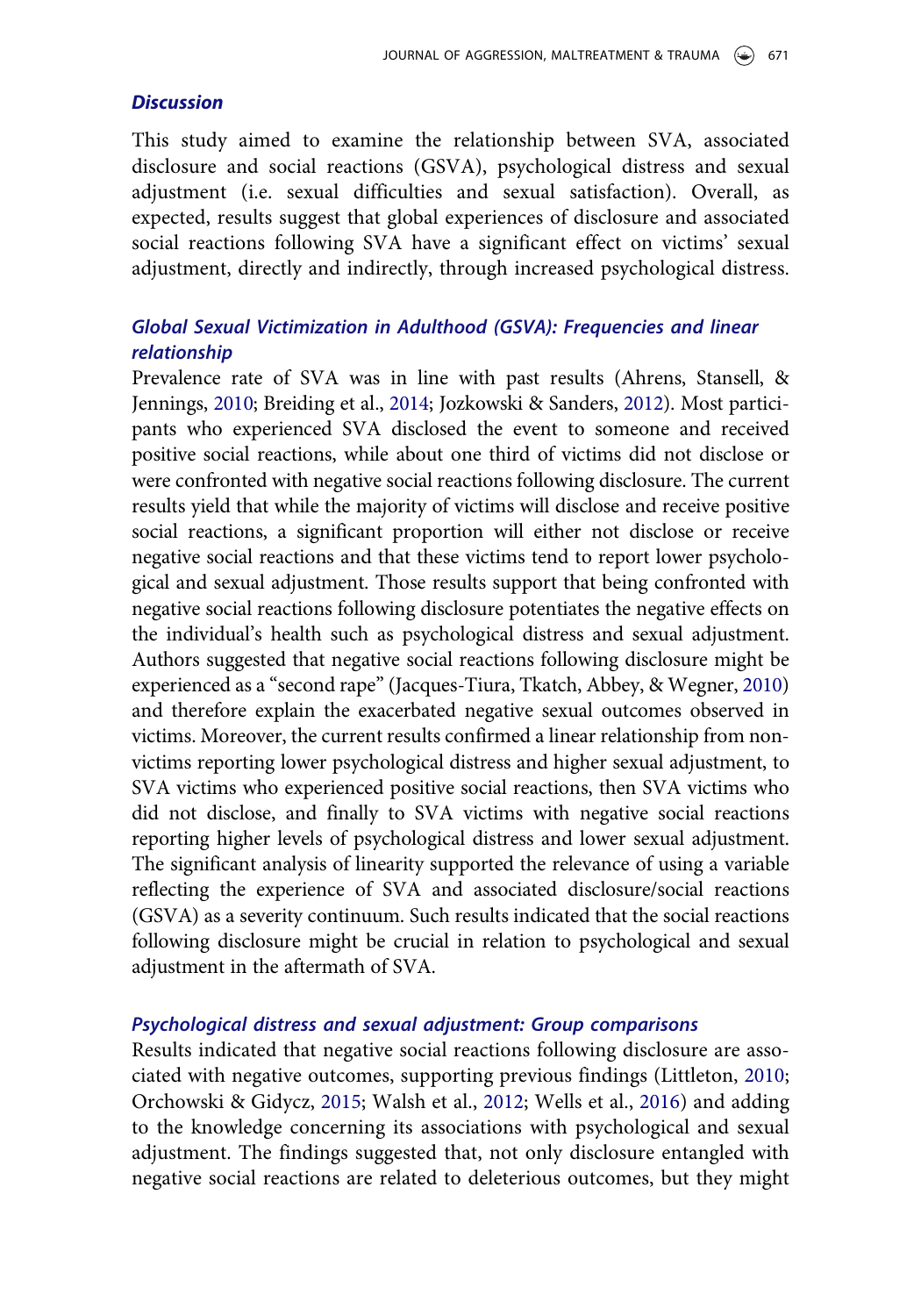## Discussion

This study aimed to examine the relationship between SVA, associated disclosure and social reactions (GSVA), psychological distress and sexual adjustment (i.e. sexual difficulties and sexual satisfaction). Overall, as expected, results suggest that global experiences of disclosure and associated social reactions following SVA have a significant effect on victims' sexual adjustment, directly and indirectly, through increased psychological distress.

### Global Sexual Victimization in Adulthood (GSVA): Frequencies and linear relationship

Prevalence rate of SVA was in line with past results (Ahrens, Stansell, & Jennings, 2010; Breiding et al., 2014; Jozkowski & Sanders, 2012). Most participants who experienced SVA disclosed the event to someone and received positive social reactions, while about one third of victims did not disclose or were confronted with negative social reactions following disclosure. The current results yield that while the majority of victims will disclose and receive positive social reactions, a significant proportion will either not disclose or receive negative social reactions and that these victims tend to report lower psychological and sexual adjustment. Those results support that being confronted with negative social reactions following disclosure potentiates the negative effects on the individual's health such as psychological distress and sexual adjustment. Authors suggested that negative social reactions following disclosure might be experienced as a "second rape" (Jacques-Tiura, Tkatch, Abbey, & Wegner, 2010) and therefore explain the exacerbated negative sexual outcomes observed in victims. Moreover, the current results confirmed a linear relationship from non-victims reporting lower psychological distress and higher sexual adjustment, to SVA victims who experienced positive social reactions, then SVA victims who did not disclose, and finally to SVA victims with negative social reactions reporting higher levels of psychological distress and lower sexual adjustment. The significant analysis of linearity supported the relevance of using a variable reflecting the experience of SVA and associated disclosure/social reactions (GSVA) as a severity continuum. Such results indicated that the social reactions following disclosure might be crucial in relation to psychological and sexual adjustment in the aftermath of SVA.

### Psychological distress and sexual adjustment: Group comparisons

Results indicated that negative social reactions following disclosure are associated with negative outcomes, supporting previous findings (Littleton, 2010; Orchowski & Gidycz, 2015; Walsh et al., 2012; Wells et al., 2016) and adding to the knowledge concerning its associations with psychological and sexual adjustment. The findings suggested that, not only disclosure entangled with negative social reactions are related to deleterious outcomes, but they might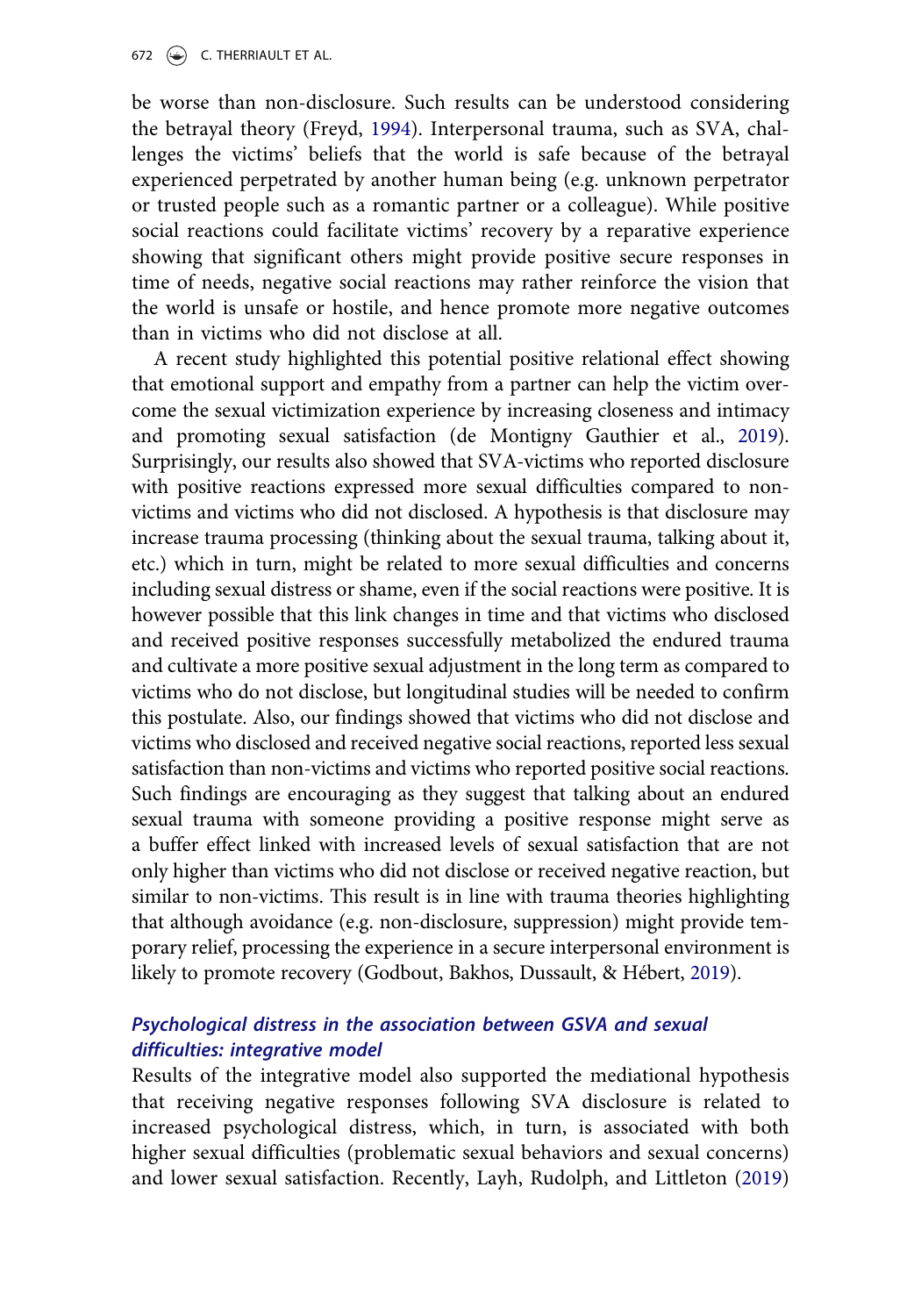be worse than non-disclosure. Such results can be understood considering the betrayal theory (Freyd, 1994). Interpersonal trauma, such as SVA, challenges the victims' beliefs that the world is safe because of the betrayal experienced perpetrated by another human being (e.g. unknown perpetrator or trusted people such as a romantic partner or a colleague). While positive social reactions could facilitate victims' recovery by a reparative experience showing that significant others might provide positive secure responses in time of needs, negative social reactions may rather reinforce the vision that the world is unsafe or hostile, and hence promote more negative outcomes than in victims who did not disclose at all.

A recent study highlighted this potential positive relational effect showing that emotional support and empathy from a partner can help the victim overcome the sexual victimization experience by increasing closeness and intimacy and promoting sexual satisfaction (de Montigny Gauthier et al., 2019). Surprisingly, our results also showed that SVA-victims who reported disclosure with positive reactions expressed more sexual difficulties compared to non-victims and victims who did not disclosed. A hypothesis is that disclosure may increase trauma processing (thinking about the sexual trauma, talking about it, etc.) which in turn, might be related to more sexual difficulties and concerns including sexual distress or shame, even if the social reactions were positive. It is however possible that this link changes in time and that victims who disclosed and received positive responses successfully metabolized the endured trauma and cultivate a more positive sexual adjustment in the long term as compared to victims who do not disclose, but longitudinal studies will be needed to confirm this postulate. Also, our findings showed that victims who did not disclose and victims who disclosed and received negative social reactions, reported less sexual satisfaction than non-victims and victims who reported positive social reactions. Such findings are encouraging as they suggest that talking about an endured sexual trauma with someone providing a positive response might serve as a buffer effect linked with increased levels of sexual satisfaction that are not only higher than victims who did not disclose or received negative reaction, but similar to non-victims. This result is in line with trauma theories highlighting that although avoidance (e.g. non-disclosure, suppression) might provide temporary relief, processing the experience in a secure interpersonal environment is likely to promote recovery (Godbout, Bakhos, Dussault, & Hébert, 2019).

### *Psychological distress in the association between GSVA and sexual difficulties: integrative model*

Results of the integrative model also supported the mediational hypothesis that receiving negative responses following SVA disclosure is related to increased psychological distress, which, in turn, is associated with both higher sexual difficulties (problematic sexual behaviors and sexual concerns) and lower sexual satisfaction. Recently, Layh, Rudolph, and Littleton (2019)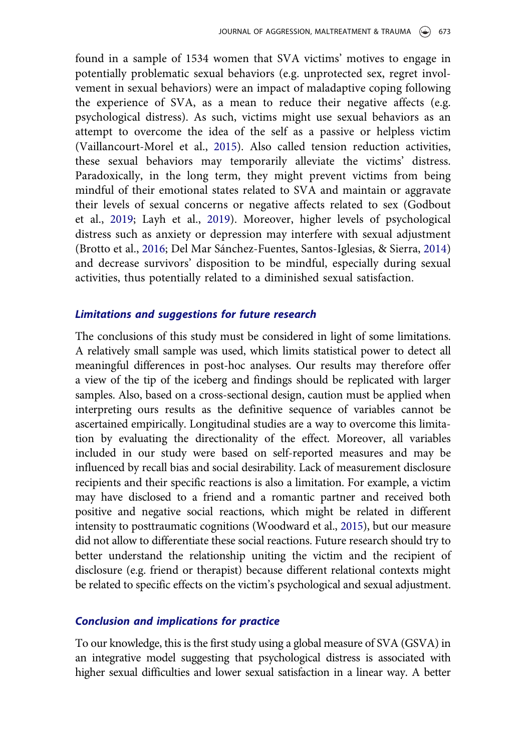found in a sample of 1534 women that SVA victims' motives to engage in potentially problematic sexual behaviors (e.g. unprotected sex, regret involvement in sexual behaviors) were an impact of maladaptive coping following the experience of SVA, as a mean to reduce their negative affects (e.g. psychological distress). As such, victims might use sexual behaviors as an attempt to overcome the idea of the self as a passive or helpless victim (Vaillancourt-Morel et al., 2015). Also called tension reduction activities, these sexual behaviors may temporarily alleviate the victims' distress. Paradoxically, in the long term, they might prevent victims from being mindful of their emotional states related to SVA and maintain or aggravate their levels of sexual concerns or negative affects related to sex (Godbout et al., 2019; Layh et al., 2019). Moreover, higher levels of psychological distress such as anxiety or depression may interfere with sexual adjustment (Brotto et al., 2016; Del Mar Sánchez-Fuentes, Santos-Iglesias, & Sierra, 2014) and decrease survivors' disposition to be mindful, especially during sexual activities, thus potentially related to a diminished sexual satisfaction.

### *Limitations and suggestions for future research*

The conclusions of this study must be considered in light of some limitations. A relatively small sample was used, which limits statistical power to detect all meaningful differences in post-hoc analyses. Our results may therefore offer a view of the tip of the iceberg and findings should be replicated with larger samples. Also, based on a cross-sectional design, caution must be applied when interpreting ours results as the definitive sequence of variables cannot be ascertained empirically. Longitudinal studies are a way to overcome this limitation by evaluating the directionality of the effect. Moreover, all variables included in our study were based on self-reported measures and may be influenced by recall bias and social desirability. Lack of measurement disclosure recipients and their specific reactions is also a limitation. For example, a victim may have disclosed to a friend and a romantic partner and received both positive and negative social reactions, which might be related in different intensity to posttraumatic cognitions (Woodward et al., 2015), but our measure did not allow to differentiate these social reactions. Future research should try to better understand the relationship uniting the victim and the recipient of disclosure (e.g. friend or therapist) because different relational contexts might be related to specific effects on the victim's psychological and sexual adjustment.

### *Conclusion and implications for practice*

To our knowledge, this is the first study using a global measure of SVA (GSVA) in an integrative model suggesting that psychological distress is associated with higher sexual difficulties and lower sexual satisfaction in a linear way. A better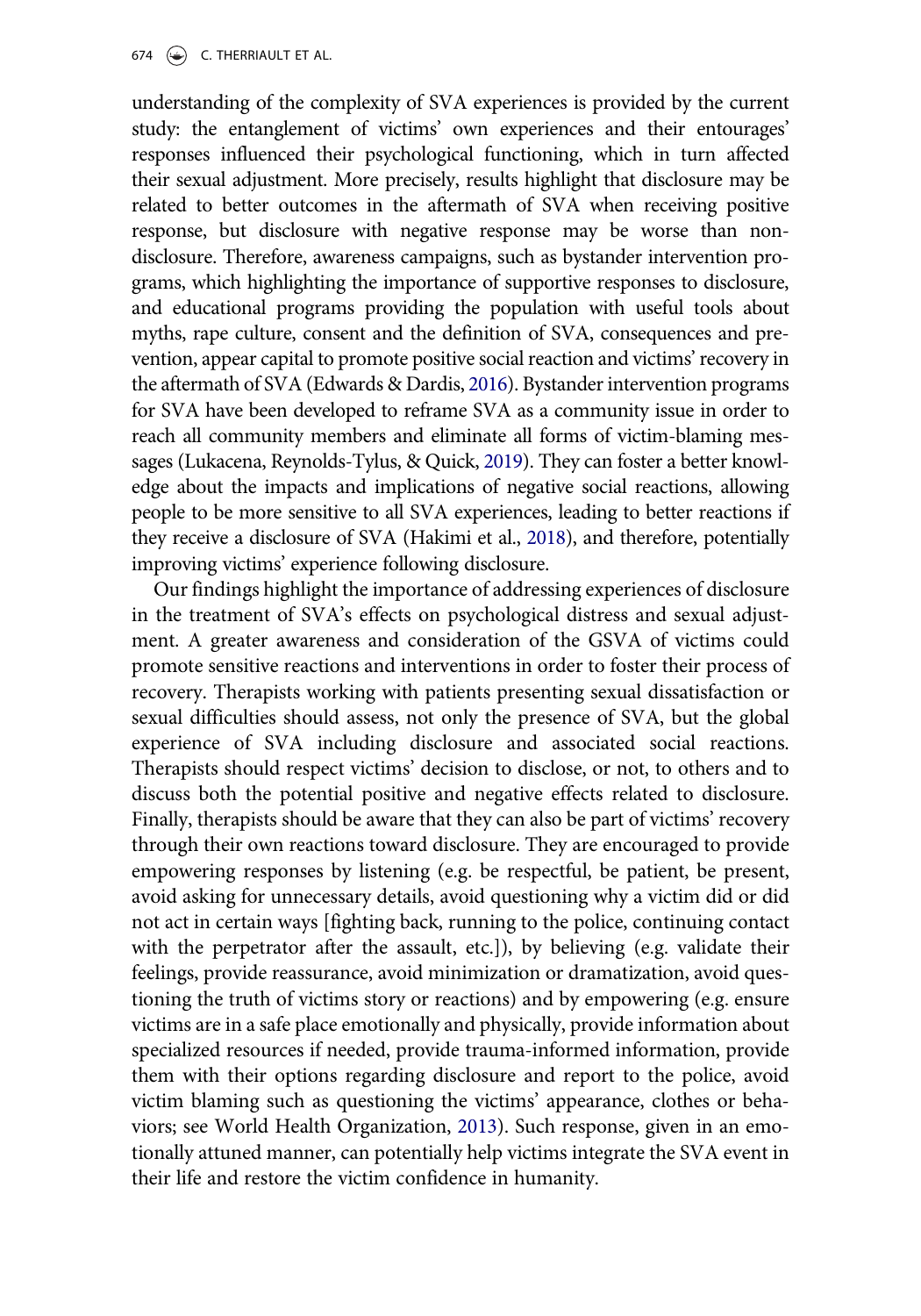understanding of the complexity of SVA experiences is provided by the current study: the entanglement of victims' own experiences and their entourages' responses influenced their psychological functioning, which in turn affected their sexual adjustment. More precisely, results highlight that disclosure may be related to better outcomes in the aftermath of SVA when receiving positive response, but disclosure with negative response may be worse than non-disclosure. Therefore, awareness campaigns, such as bystander intervention programs, which highlighting the importance of supportive responses to disclosure, and educational programs providing the population with useful tools about myths, rape culture, consent and the definition of SVA, consequences and prevention, appear capital to promote positive social reaction and victims' recovery in the aftermath of SVA (Edwards & Dardis, 2016). Bystander intervention programs for SVA have been developed to reframe SVA as a community issue in order to reach all community members and eliminate all forms of victim-blaming messages (Lukacena, Reynolds-Tylus, & Quick, 2019). They can foster a better knowledge about the impacts and implications of negative social reactions, allowing people to be more sensitive to all SVA experiences, leading to better reactions if they receive a disclosure of SVA (Hakimi et al., 2018), and therefore, potentially improving victims' experience following disclosure.

Our findings highlight the importance of addressing experiences of disclosure in the treatment of SVA's effects on psychological distress and sexual adjustment. A greater awareness and consideration of the GSVA of victims could promote sensitive reactions and interventions in order to foster their process of recovery. Therapists working with patients presenting sexual dissatisfaction or sexual difficulties should assess, not only the presence of SVA, but the global experience of SVA including disclosure and associated social reactions. Therapists should respect victims' decision to disclose, or not, to others and to discuss both the potential positive and negative effects related to disclosure. Finally, therapists should be aware that they can also be part of victims' recovery through their own reactions toward disclosure. They are encouraged to provide empowering responses by listening (e.g. be respectful, be patient, be present, avoid asking for unnecessary details, avoid questioning why a victim did or did not act in certain ways [fighting back, running to the police, continuing contact with the perpetrator after the assault, etc.]), by believing (e.g. validate their feelings, provide reassurance, avoid minimization or dramatization, avoid questioning the truth of victims story or reactions) and by empowering (e.g. ensure victims are in a safe place emotionally and physically, provide information about specialized resources if needed, provide trauma-informed information, provide them with their options regarding disclosure and report to the police, avoid victim blaming such as questioning the victims' appearance, clothes or behaviors; see World Health Organization, 2013). Such response, given in an emotionally attuned manner, can potentially help victims integrate the SVA event in their life and restore the victim confidence in humanity.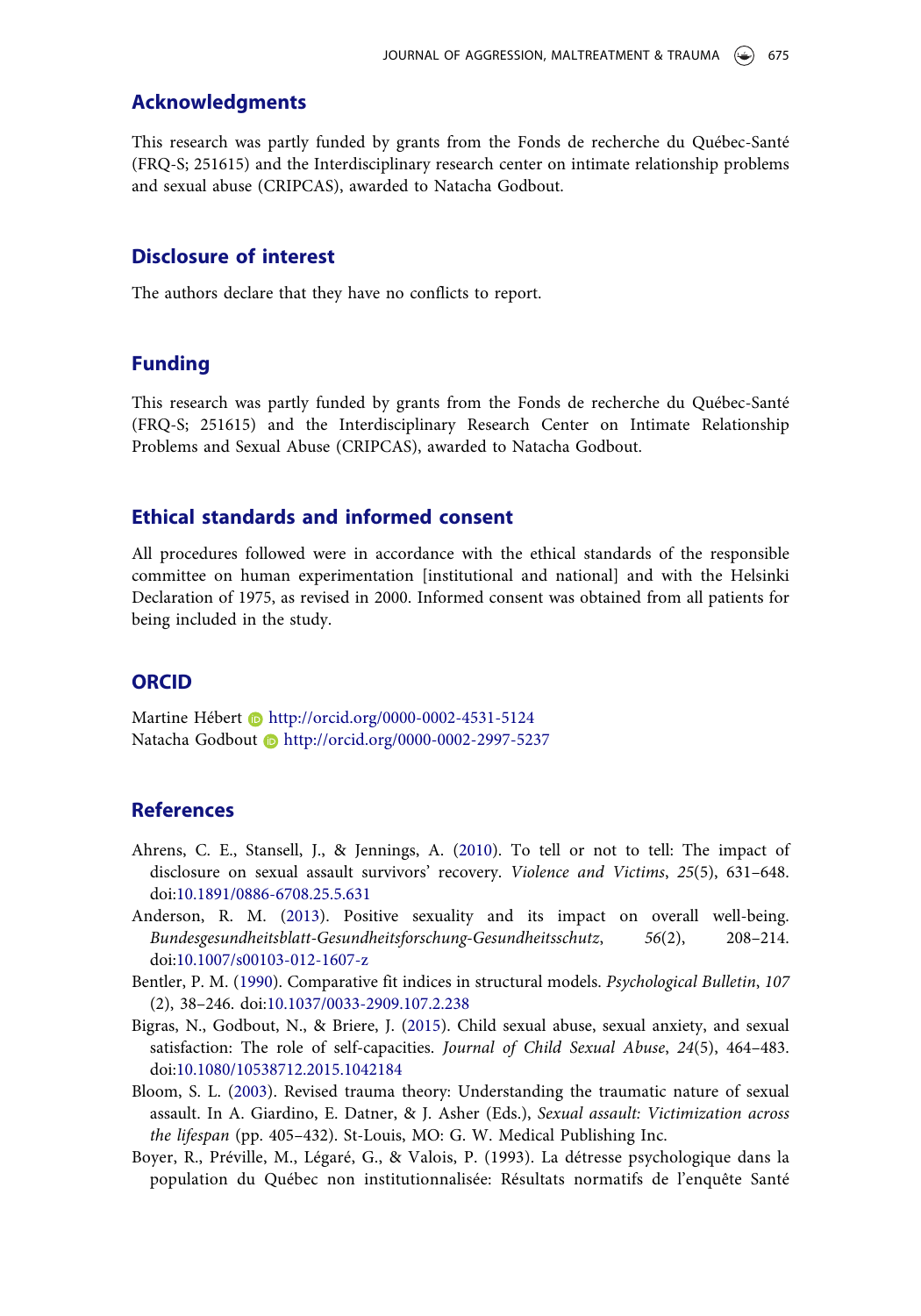## Acknowledgments

This research was partly funded by grants from the Fonds de recherche du Québec-Santé (FRQ-S; 251615) and the Interdisciplinary research center on intimate relationship problems and sexual abuse (CRIPCAS), awarded to Natacha Godbout.

## Disclosure of interest

The authors declare that they have no conflicts to report.

## Funding

This research was partly funded by grants from the Fonds de recherche du Québec-Santé (FRQ-S; 251615) and the Interdisciplinary Research Center on Intimate Relationship Problems and Sexual Abuse (CRIPCAS), awarded to Natacha Godbout.

## Ethical standards and informed consent

All procedures followed were in accordance with the ethical standards of the responsible committee on human experimentation [institutional and national] and with the Helsinki Declaration of 1975, as revised in 2000. Informed consent was obtained from all patients for being included in the study.

## ORCID

Martine Hébert http://orcid.org/0000-0002-4531-5124
Natacha Godbout http://orcid.org/0000-0002-2997-5237

## References

Ahrens, C. E., Stansell, J., & Jennings, A. (2010). To tell or not to tell: The impact of disclosure on sexual assault survivors' recovery. *Violence and Victims*, *25*(5), 631–648. doi:10.1891/0886-6708.25.5.631

Anderson, R. M. (2013). Positive sexuality and its impact on overall well-being. *Bundesgesundheitsblatt-Gesundheitsforschung-Gesundheitsschutz*, *56*(2), 208–214. doi:10.1007/s00103-012-1607-z

Bentler, P. M. (1990). Comparative fit indices in structural models. *Psychological Bulletin*, *107* (2), 38–246. doi:10.1037/0033-2909.107.2.238

Bigras, N., Godbout, N., & Briere, J. (2015). Child sexual abuse, sexual anxiety, and sexual satisfaction: The role of self-capacities. *Journal of Child Sexual Abuse*, *24*(5), 464–483. doi:10.1080/10538712.2015.1042184

Bloom, S. L. (2003). Revised trauma theory: Understanding the traumatic nature of sexual assault. In A. Giardino, E. Datner, & J. Asher (Eds.), *Sexual assault: Victimization across the lifespan* (pp. 405–432). St-Louis, MO: G. W. Medical Publishing Inc.

Boyer, R., Préville, M., Légaré, G., & Valois, P. (1993). La détresse psychologique dans la population du Québec non institutionnalisée: Résultats normatifs de l'enquête Santé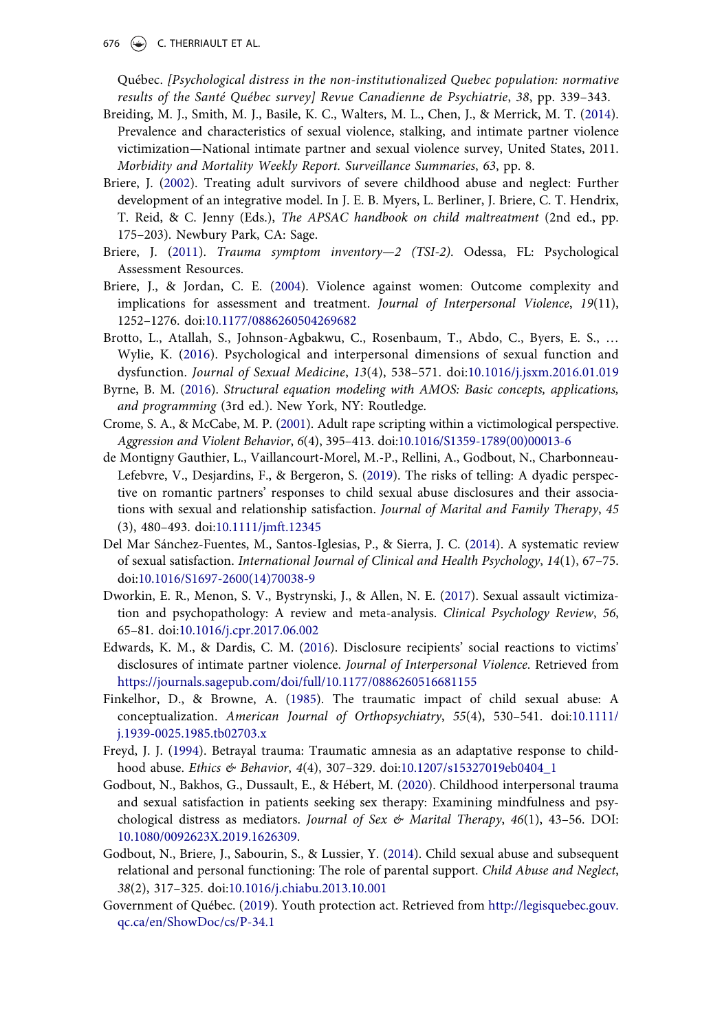Québec. *[Psychological distress in the non-institutionalized Quebec population: normative results of the Santé Québec survey] Revue Canadienne de Psychiatrie*, *38*, pp. 339–343.

Breiding, M. J., Smith, M. J., Basile, K. C., Walters, M. L., Chen, J., & Merrick, M. T. (2014). Prevalence and characteristics of sexual violence, stalking, and intimate partner violence victimization—National intimate partner and sexual violence survey, United States, 2011. *Morbidity and Mortality Weekly Report. Surveillance Summaries*, *63*, pp. 8.

Briere, J. (2002). Treating adult survivors of severe childhood abuse and neglect: Further development of an integrative model. In J. E. B. Myers, L. Berliner, J. Briere, C. T. Hendrix, T. Reid, & C. Jenny (Eds.), *The APSAC handbook on child maltreatment* (2nd ed., pp. 175–203). Newbury Park, CA: Sage.

Briere, J. (2011). *Trauma symptom inventory—2 (TSI-2)*. Odessa, FL: Psychological Assessment Resources.

Briere, J., & Jordan, C. E. (2004). Violence against women: Outcome complexity and implications for assessment and treatment. *Journal of Interpersonal Violence*, *19*(11), 1252–1276. doi:10.1177/0886260504269682

Brotto, L., Atallah, S., Johnson-Agbakwu, C., Rosenbaum, T., Abdo, C., Byers, E. S., … Wylie, K. (2016). Psychological and interpersonal dimensions of sexual function and dysfunction. *Journal of Sexual Medicine*, *13*(4), 538–571. doi:10.1016/j.jsxm.2016.01.019

Byrne, B. M. (2016). *Structural equation modeling with AMOS: Basic concepts, applications, and programming* (3rd ed.). New York, NY: Routledge.

Crome, S. A., & McCabe, M. P. (2001). Adult rape scripting within a victimological perspective. *Aggression and Violent Behavior*, *6*(4), 395–413. doi:10.1016/S1359-1789(00)00013-6

de Montigny Gauthier, L., Vaillancourt-Morel, M.-P., Rellini, A., Godbout, N., Charbonneau-Lefebvre, V., Desjardins, F., & Bergeron, S. (2019). The risks of telling: A dyadic perspective on romantic partners' responses to child sexual abuse disclosures and their associations with sexual and relationship satisfaction. *Journal of Marital and Family Therapy*, *45* (3), 480–493. doi:10.1111/jmft.12345

Del Mar Sánchez-Fuentes, M., Santos-Iglesias, P., & Sierra, J. C. (2014). A systematic review of sexual satisfaction. *International Journal of Clinical and Health Psychology*, *14*(1), 67–75. doi:10.1016/S1697-2600(14)70038-9

Dworkin, E. R., Menon, S. V., Bystrynski, J., & Allen, N. E. (2017). Sexual assault victimization and psychopathology: A review and meta-analysis. *Clinical Psychology Review*, *56*, 65–81. doi:10.1016/j.cpr.2017.06.002

Edwards, K. M., & Dardis, C. M. (2016). Disclosure recipients' social reactions to victims' disclosures of intimate partner violence. *Journal of Interpersonal Violence*. Retrieved from https://journals.sagepub.com/doi/full/10.1177/0886260516681155

Finkelhor, D., & Browne, A. (1985). The traumatic impact of child sexual abuse: A conceptualization. *American Journal of Orthopsychiatry*, *55*(4), 530–541. doi:10.1111/j.1939-0025.1985.tb02703.x

Freyd, J. J. (1994). Betrayal trauma: Traumatic amnesia as an adaptative response to childhood abuse. *Ethics & Behavior*, *4*(4), 307–329. doi:10.1207/s15327019eb0404_1

Godbout, N., Bakhos, G., Dussault, E., & Hébert, M. (2020). Childhood interpersonal trauma and sexual satisfaction in patients seeking sex therapy: Examining mindfulness and psychological distress as mediators. *Journal of Sex & Marital Therapy*, *46*(1), 43–56. DOI: 10.1080/0092623X.2019.1626309.

Godbout, N., Briere, J., Sabourin, S., & Lussier, Y. (2014). Child sexual abuse and subsequent relational and personal functioning: The role of parental support. *Child Abuse and Neglect*, *38*(2), 317–325. doi:10.1016/j.chiabu.2013.10.001

Government of Québec. (2019). Youth protection act. Retrieved from http://legisquebec.gouv.qc.ca/en/ShowDoc/cs/P-34.1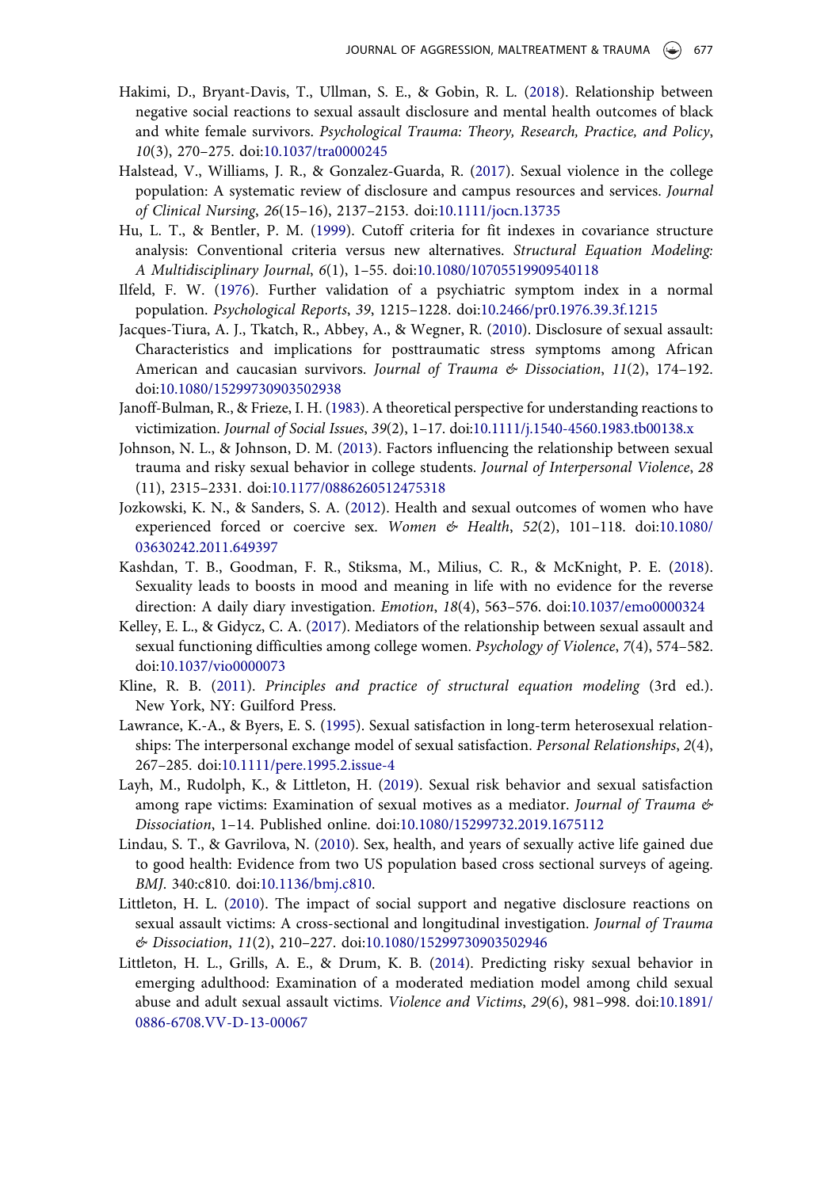Hakimi, D., Bryant-Davis, T., Ullman, S. E., & Gobin, R. L. (2018). Relationship between negative social reactions to sexual assault disclosure and mental health outcomes of black and white female survivors. *Psychological Trauma: Theory, Research, Practice, and Policy*, *10*(3), 270–275. doi:10.1037/tra0000245

Halstead, V., Williams, J. R., & Gonzalez-Guarda, R. (2017). Sexual violence in the college population: A systematic review of disclosure and campus resources and services. *Journal of Clinical Nursing*, *26*(15–16), 2137–2153. doi:10.1111/jocn.13735

Hu, L. T., & Bentler, P. M. (1999). Cutoff criteria for fit indexes in covariance structure analysis: Conventional criteria versus new alternatives. *Structural Equation Modeling: A Multidisciplinary Journal*, *6*(1), 1–55. doi:10.1080/10705519909540118

Ilfeld, F. W. (1976). Further validation of a psychiatric symptom index in a normal population. *Psychological Reports*, *39*, 1215–1228. doi:10.2466/pr0.1976.39.3f.1215

Jacques-Tiura, A. J., Tkatch, R., Abbey, A., & Wegner, R. (2010). Disclosure of sexual assault: Characteristics and implications for posttraumatic stress symptoms among African American and caucasian survivors. *Journal of Trauma & Dissociation*, *11*(2), 174–192. doi:10.1080/15299730903502938

Janoff-Bulman, R., & Frieze, I. H. (1983). A theoretical perspective for understanding reactions to victimization. *Journal of Social Issues*, *39*(2), 1–17. doi:10.1111/j.1540-4560.1983.tb00138.x

Johnson, N. L., & Johnson, D. M. (2013). Factors influencing the relationship between sexual trauma and risky sexual behavior in college students. *Journal of Interpersonal Violence*, *28* (11), 2315–2331. doi:10.1177/0886260512475318

Jozkowski, K. N., & Sanders, S. A. (2012). Health and sexual outcomes of women who have experienced forced or coercive sex. *Women & Health*, *52*(2), 101–118. doi:10.1080/03630242.2011.649397

Kashdan, T. B., Goodman, F. R., Stiksma, M., Milius, C. R., & McKnight, P. E. (2018). Sexuality leads to boosts in mood and meaning in life with no evidence for the reverse direction: A daily diary investigation. *Emotion*, *18*(4), 563–576. doi:10.1037/emo0000324

Kelley, E. L., & Gidycz, C. A. (2017). Mediators of the relationship between sexual assault and sexual functioning difficulties among college women. *Psychology of Violence*, *7*(4), 574–582. doi:10.1037/vio0000073

Kline, R. B. (2011). *Principles and practice of structural equation modeling* (3rd ed.). New York, NY: Guilford Press.

Lawrance, K.-A., & Byers, E. S. (1995). Sexual satisfaction in long-term heterosexual relationships: The interpersonal exchange model of sexual satisfaction. *Personal Relationships*, *2*(4), 267–285. doi:10.1111/pere.1995.2.issue-4

Layh, M., Rudolph, K., & Littleton, H. (2019). Sexual risk behavior and sexual satisfaction among rape victims: Examination of sexual motives as a mediator. *Journal of Trauma & Dissociation*, 1–14. Published online. doi:10.1080/15299732.2019.1675112

Lindau, S. T., & Gavrilova, N. (2010). Sex, health, and years of sexually active life gained due to good health: Evidence from two US population based cross sectional surveys of ageing. *BMJ*. 340:c810. doi:10.1136/bmj.c810.

Littleton, H. L. (2010). The impact of social support and negative disclosure reactions on sexual assault victims: A cross-sectional and longitudinal investigation. *Journal of Trauma & Dissociation*, *11*(2), 210–227. doi:10.1080/15299730903502946

Littleton, H. L., Grills, A. E., & Drum, K. B. (2014). Predicting risky sexual behavior in emerging adulthood: Examination of a moderated mediation model among child sexual abuse and adult sexual assault victims. *Violence and Victims*, *29*(6), 981–998. doi:10.1891/0886-6708.VV-D-13-00067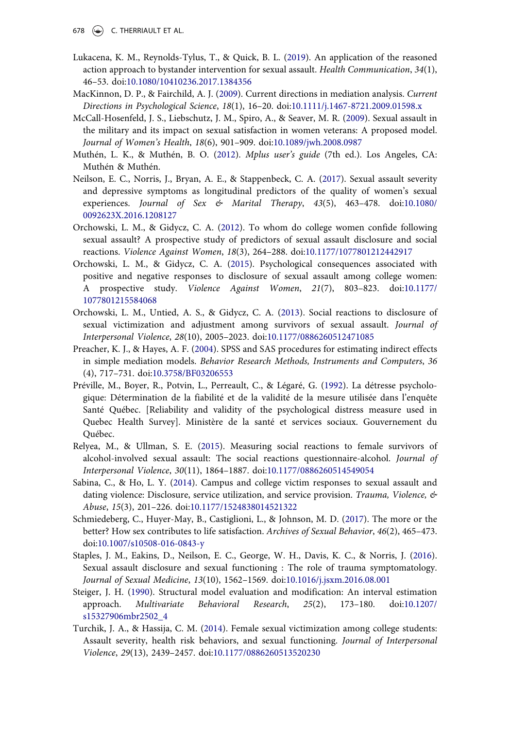Lukacena, K. M., Reynolds-Tylus, T., & Quick, B. L. (2019). An application of the reasoned action approach to bystander intervention for sexual assault. *Health Communication*, *34*(1), 46–53. doi:10.1080/10410236.2017.1384356

MacKinnon, D. P., & Fairchild, A. J. (2009). Current directions in mediation analysis. *Current Directions in Psychological Science*, *18*(1), 16–20. doi:10.1111/j.1467-8721.2009.01598.x

McCall-Hosenfeld, J. S., Liebschutz, J. M., Spiro, A., & Seaver, M. R. (2009). Sexual assault in the military and its impact on sexual satisfaction in women veterans: A proposed model. *Journal of Women's Health*, *18*(6), 901–909. doi:10.1089/jwh.2008.0987

Muthén, L. K., & Muthén, B. O. (2012). *Mplus user's guide* (7th ed.). Los Angeles, CA: Muthén & Muthén.

Neilson, E. C., Norris, J., Bryan, A. E., & Stappenbeck, C. A. (2017). Sexual assault severity and depressive symptoms as longitudinal predictors of the quality of women's sexual experiences. *Journal of Sex & Marital Therapy*, *43*(5), 463–478. doi:10.1080/0092623X.2016.1208127

Orchowski, L. M., & Gidycz, C. A. (2012). To whom do college women confide following sexual assault? A prospective study of predictors of sexual assault disclosure and social reactions. *Violence Against Women*, *18*(3), 264–288. doi:10.1177/1077801212442917

Orchowski, L. M., & Gidycz, C. A. (2015). Psychological consequences associated with positive and negative responses to disclosure of sexual assault among college women: A prospective study. *Violence Against Women*, *21*(7), 803–823. doi:10.1177/1077801215584068

Orchowski, L. M., Untied, A. S., & Gidycz, C. A. (2013). Social reactions to disclosure of sexual victimization and adjustment among survivors of sexual assault. *Journal of Interpersonal Violence*, *28*(10), 2005–2023. doi:10.1177/0886260512471085

Preacher, K. J., & Hayes, A. F. (2004). SPSS and SAS procedures for estimating indirect effects in simple mediation models. *Behavior Research Methods, Instruments and Computers*, *36*(4), 717–731. doi:10.3758/BF03206553

Préville, M., Boyer, R., Potvin, L., Perreault, C., & Légaré, G. (1992). La détresse psychologique: Détermination de la fiabilité et de la validité de la mesure utilisée dans l'enquête Santé Québec. [Reliability and validity of the psychological distress measure used in Quebec Health Survey]. Ministère de la santé et services sociaux. Gouvernement du Québec.

Relyea, M., & Ullman, S. E. (2015). Measuring social reactions to female survivors of alcohol-involved sexual assault: The social reactions questionnaire-alcohol. *Journal of Interpersonal Violence*, *30*(11), 1864–1887. doi:10.1177/0886260514549054

Sabina, C., & Ho, L. Y. (2014). Campus and college victim responses to sexual assault and dating violence: Disclosure, service utilization, and service provision. *Trauma, Violence, & Abuse*, *15*(3), 201–226. doi:10.1177/1524838014521322

Schmiedeberg, C., Huyer-May, B., Castiglioni, L., & Johnson, M. D. (2017). The more or the better? How sex contributes to life satisfaction. *Archives of Sexual Behavior*, *46*(2), 465–473. doi:10.1007/s10508-016-0843-y

Staples, J. M., Eakins, D., Neilson, E. C., George, W. H., Davis, K. C., & Norris, J. (2016). Sexual assault disclosure and sexual functioning : The role of trauma symptomatology. *Journal of Sexual Medicine*, *13*(10), 1562–1569. doi:10.1016/j.jsxm.2016.08.001

Steiger, J. H. (1990). Structural model evaluation and modification: An interval estimation approach. *Multivariate Behavioral Research*, *25*(2), 173–180. doi:10.1207/s15327906mbr2502_4

Turchik, J. A., & Hassija, C. M. (2014). Female sexual victimization among college students: Assault severity, health risk behaviors, and sexual functioning. *Journal of Interpersonal Violence*, *29*(13), 2439–2457. doi:10.1177/0886260513520230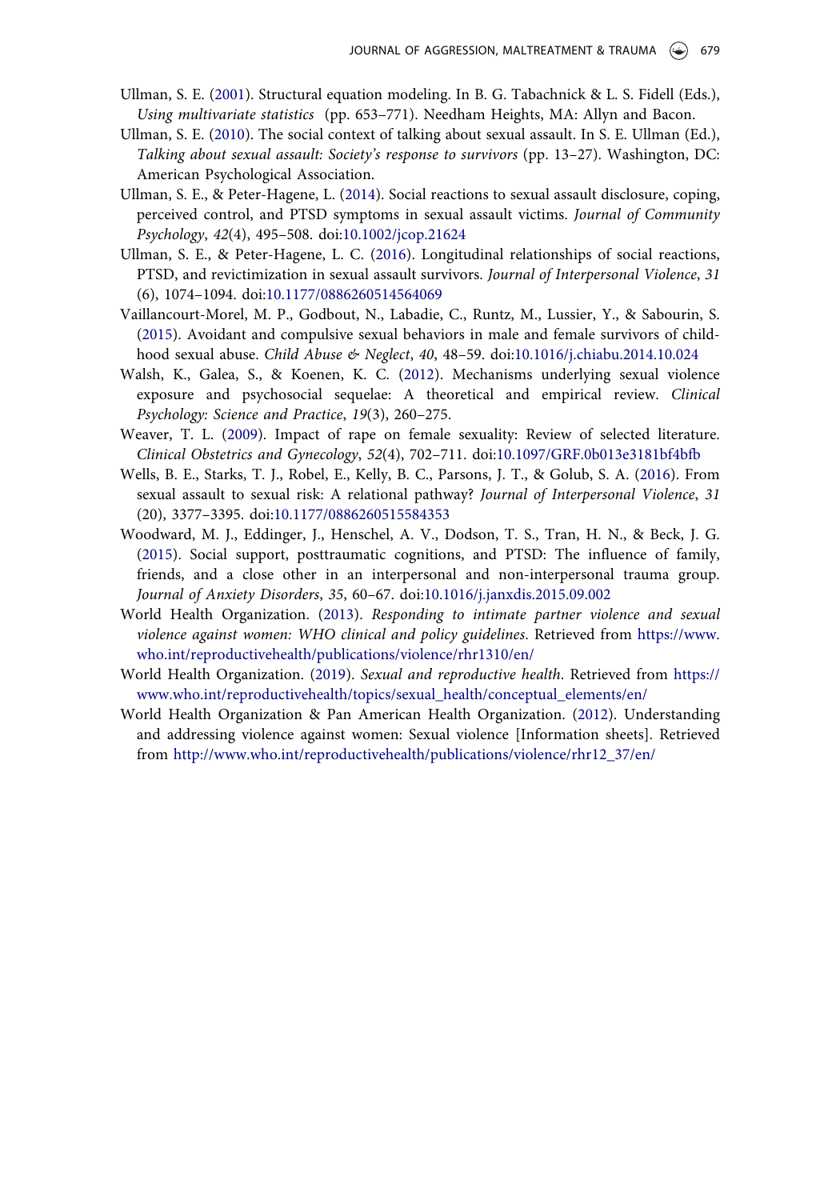Ullman, S. E. (2001). Structural equation modeling. In B. G. Tabachnick & L. S. Fidell (Eds.), *Using multivariate statistics* (pp. 653–771). Needham Heights, MA: Allyn and Bacon.

Ullman, S. E. (2010). The social context of talking about sexual assault. In S. E. Ullman (Ed.), *Talking about sexual assault: Society's response to survivors* (pp. 13–27). Washington, DC: American Psychological Association.

Ullman, S. E., & Peter-Hagene, L. (2014). Social reactions to sexual assault disclosure, coping, perceived control, and PTSD symptoms in sexual assault victims. *Journal of Community Psychology*, *42*(4), 495–508. doi:10.1002/jcop.21624

Ullman, S. E., & Peter-Hagene, L. C. (2016). Longitudinal relationships of social reactions, PTSD, and revictimization in sexual assault survivors. *Journal of Interpersonal Violence*, *31* (6), 1074–1094. doi:10.1177/0886260514564069

Vaillancourt-Morel, M. P., Godbout, N., Labadie, C., Runtz, M., Lussier, Y., & Sabourin, S. (2015). Avoidant and compulsive sexual behaviors in male and female survivors of childhood sexual abuse. *Child Abuse & Neglect*, *40*, 48–59. doi:10.1016/j.chiabu.2014.10.024

Walsh, K., Galea, S., & Koenen, K. C. (2012). Mechanisms underlying sexual violence exposure and psychosocial sequelae: A theoretical and empirical review. *Clinical Psychology: Science and Practice*, *19*(3), 260–275.

Weaver, T. L. (2009). Impact of rape on female sexuality: Review of selected literature. *Clinical Obstetrics and Gynecology*, *52*(4), 702–711. doi:10.1097/GRF.0b013e3181bf4bfb

Wells, B. E., Starks, T. J., Robel, E., Kelly, B. C., Parsons, J. T., & Golub, S. A. (2016). From sexual assault to sexual risk: A relational pathway? *Journal of Interpersonal Violence*, *31* (20), 3377–3395. doi:10.1177/0886260515584353

Woodward, M. J., Eddinger, J., Henschel, A. V., Dodson, T. S., Tran, H. N., & Beck, J. G. (2015). Social support, posttraumatic cognitions, and PTSD: The influence of family, friends, and a close other in an interpersonal and non-interpersonal trauma group. *Journal of Anxiety Disorders*, *35*, 60–67. doi:10.1016/j.janxdis.2015.09.002

World Health Organization. (2013). *Responding to intimate partner violence and sexual violence against women: WHO clinical and policy guidelines*. Retrieved from https://www.who.int/reproductivehealth/publications/violence/rhr1310/en/

World Health Organization. (2019). *Sexual and reproductive health*. Retrieved from https://www.who.int/reproductivehealth/topics/sexual_health/conceptual_elements/en/

World Health Organization & Pan American Health Organization. (2012). Understanding and addressing violence against women: Sexual violence [Information sheets]. Retrieved from http://www.who.int/reproductivehealth/publications/violence/rhr12_37/en/